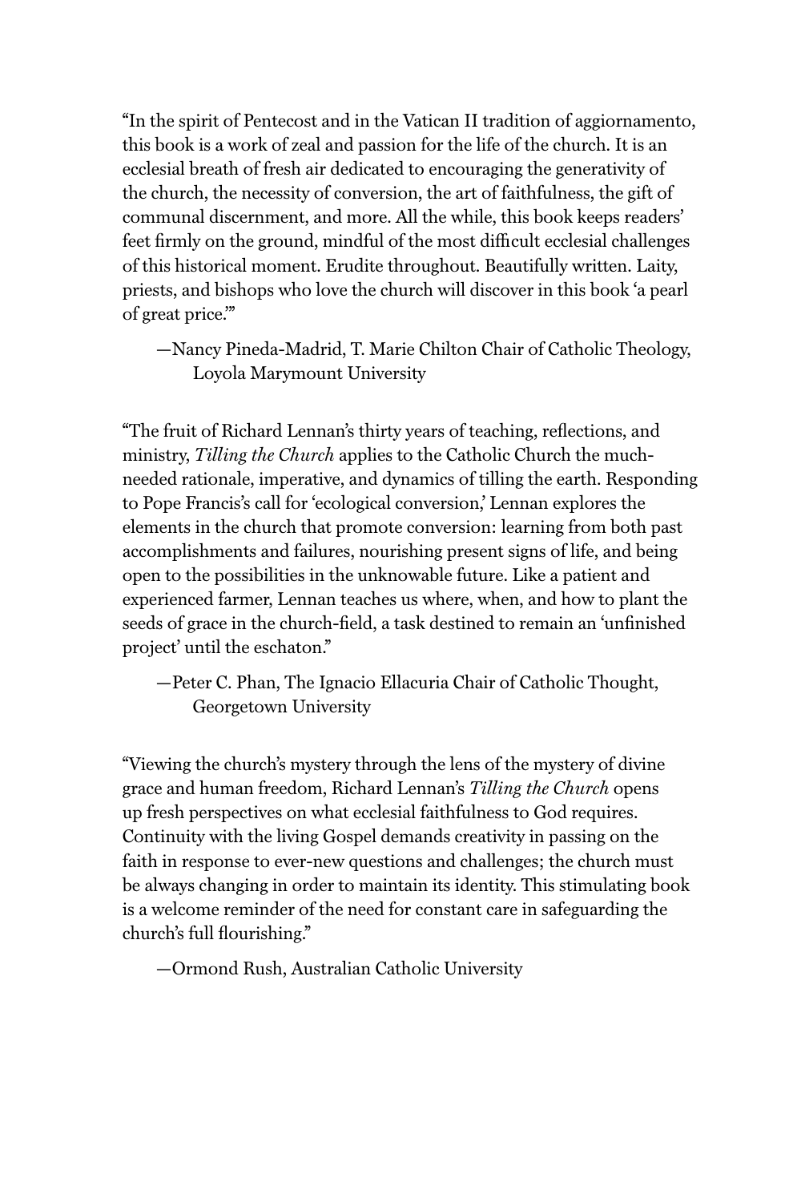"In the spirit of Pentecost and in the Vatican II tradition of aggiornamento, this book is a work of zeal and passion for the life of the church. It is an ecclesial breath of fresh air dedicated to encouraging the generativity of the church, the necessity of conversion, the art of faithfulness, the gift of communal discernment, and more. All the while, this book keeps readers' feet firmly on the ground, mindful of the most difficult ecclesial challenges of this historical moment. Erudite throughout. Beautifully written. Laity, priests, and bishops who love the church will discover in this book 'a pearl of great price.'"

—Nancy Pineda-Madrid, T. Marie Chilton Chair of Catholic Theology, Loyola Marymount University

"The fruit of Richard Lennan's thirty years of teaching, reflections, and ministry, *Tilling the Church* applies to the Catholic Church the much-needed rationale, imperative, and dynamics of tilling the earth. Responding to Pope Francis's call for 'ecological conversion,' Lennan explores the elements in the church that promote conversion: learning from both past accomplishments and failures, nourishing present signs of life, and being open to the possibilities in the unknowable future. Like a patient and experienced farmer, Lennan teaches us where, when, and how to plant the seeds of grace in the church-field, a task destined to remain an 'unfinished project' until the eschaton."

—Peter C. Phan, The Ignacio Ellacuria Chair of Catholic Thought, Georgetown University

"Viewing the church's mystery through the lens of the mystery of divine grace and human freedom, Richard Lennan's *Tilling the Church* opens up fresh perspectives on what ecclesial faithfulness to God requires. Continuity with the living Gospel demands creativity in passing on the faith in response to ever-new questions and challenges; the church must be always changing in order to maintain its identity. This stimulating book is a welcome reminder of the need for constant care in safeguarding the church's full flourishing."

—Ormond Rush, Australian Catholic University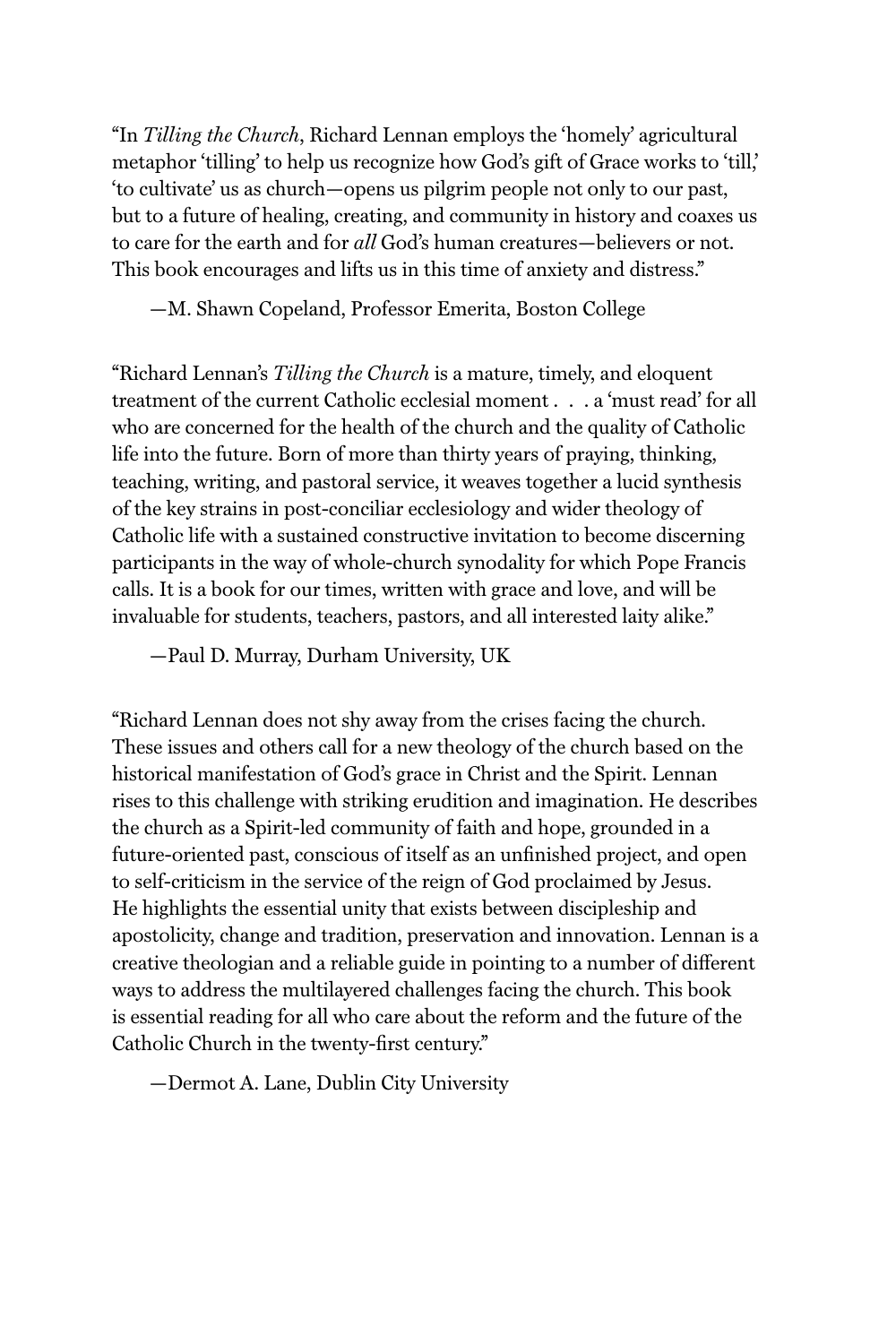"In *Tilling the Church*, Richard Lennan employs the 'homely' agricultural metaphor 'tilling' to help us recognize how God's gift of Grace works to 'till,' 'to cultivate' us as church—opens us pilgrim people not only to our past, but to a future of healing, creating, and community in history and coaxes us to care for the earth and for *all* God's human creatures—believers or not. This book encourages and lifts us in this time of anxiety and distress."

—M. Shawn Copeland, Professor Emerita, Boston College

"Richard Lennan's *Tilling the Church* is a mature, timely, and eloquent treatment of the current Catholic ecclesial moment . . . a 'must read' for all who are concerned for the health of the church and the quality of Catholic life into the future. Born of more than thirty years of praying, thinking, teaching, writing, and pastoral service, it weaves together a lucid synthesis of the key strains in post-conciliar ecclesiology and wider theology of Catholic life with a sustained constructive invitation to become discerning participants in the way of whole-church synodality for which Pope Francis calls. It is a book for our times, written with grace and love, and will be invaluable for students, teachers, pastors, and all interested laity alike."

—Paul D. Murray, Durham University, UK

"Richard Lennan does not shy away from the crises facing the church. These issues and others call for a new theology of the church based on the historical manifestation of God's grace in Christ and the Spirit. Lennan rises to this challenge with striking erudition and imagination. He describes the church as a Spirit-led community of faith and hope, grounded in a future-oriented past, conscious of itself as an unfinished project, and open to self-criticism in the service of the reign of God proclaimed by Jesus. He highlights the essential unity that exists between discipleship and apostolicity, change and tradition, preservation and innovation. Lennan is a creative theologian and a reliable guide in pointing to a number of different ways to address the multilayered challenges facing the church. This book is essential reading for all who care about the reform and the future of the Catholic Church in the twenty-first century."

—Dermot A. Lane, Dublin City University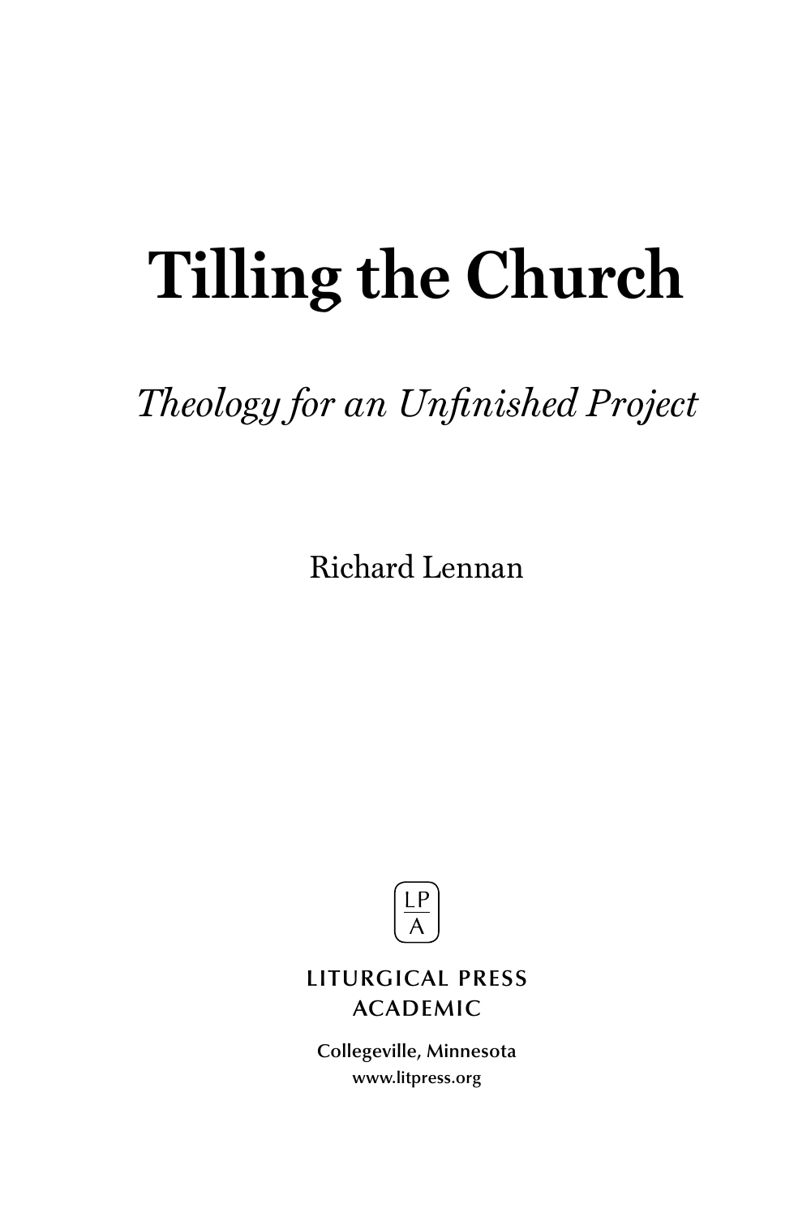# Tilling the Church

*Theology for an Unfinished Project*

Richard Lennan

LP
A

LITURGICAL PRESS
ACADEMIC

Collegeville, Minnesota
www.litpress.org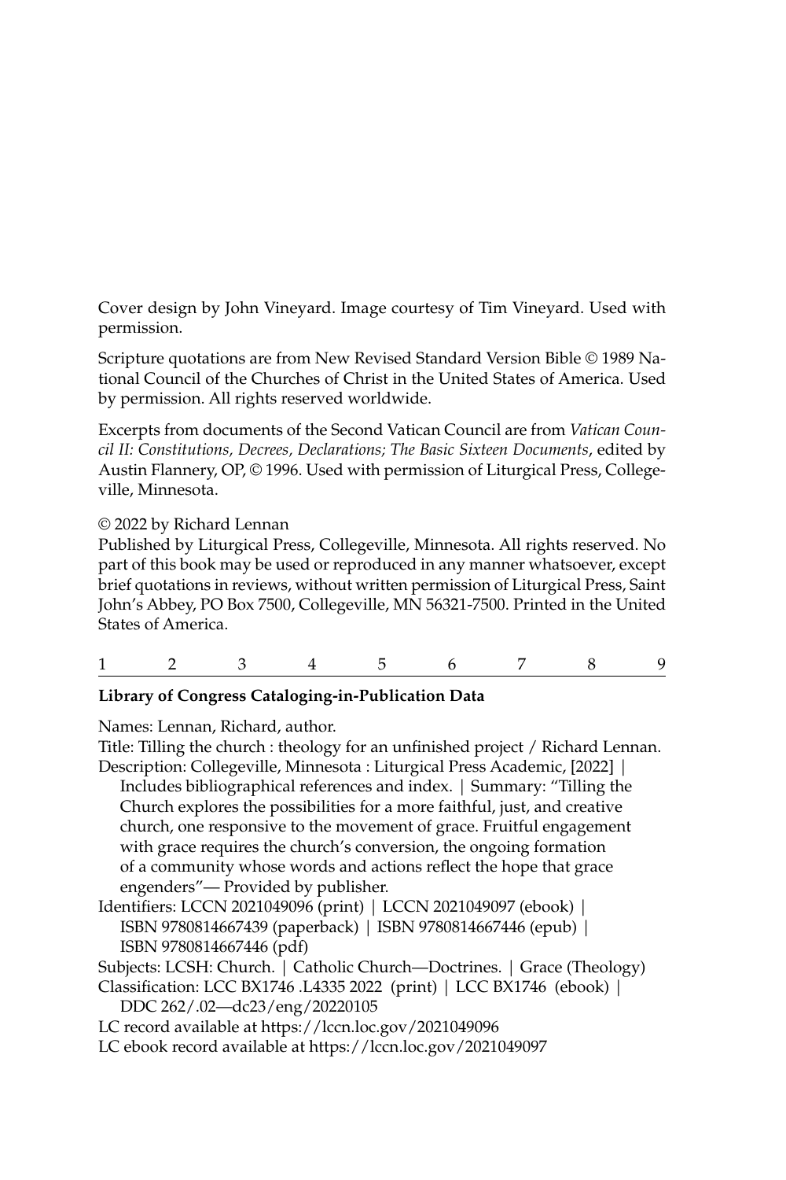Cover design by John Vineyard. Image courtesy of Tim Vineyard. Used with permission.

Scripture quotations are from New Revised Standard Version Bible © 1989 National Council of the Churches of Christ in the United States of America. Used by permission. All rights reserved worldwide.

Excerpts from documents of the Second Vatican Council are from *Vatican Council II: Constitutions, Decrees, Declarations; The Basic Sixteen Documents*, edited by Austin Flannery, OP, © 1996. Used with permission of Liturgical Press, Collegeville, Minnesota.

© 2022 by Richard Lennan

Published by Liturgical Press, Collegeville, Minnesota. All rights reserved. No part of this book may be used or reproduced in any manner whatsoever, except brief quotations in reviews, without written permission of Liturgical Press, Saint John's Abbey, PO Box 7500, Collegeville, MN 56321-7500. Printed in the United States of America.

1 2 3 4 5 6 7 8 9

**Library of Congress Cataloging-in-Publication Data**

Names: Lennan, Richard, author.

Title: Tilling the church : theology for an unfinished project / Richard Lennan.

Description: Collegeville, Minnesota : Liturgical Press Academic, [2022] | Includes bibliographical references and index. | Summary: "Tilling the Church explores the possibilities for a more faithful, just, and creative church, one responsive to the movement of grace. Fruitful engagement with grace requires the church's conversion, the ongoing formation of a community whose words and actions reflect the hope that grace engenders"— Provided by publisher.

Identifiers: LCCN 2021049096 (print) | LCCN 2021049097 (ebook) | ISBN 9780814667439 (paperback) | ISBN 9780814667446 (epub) | ISBN 9780814667446 (pdf)

Subjects: LCSH: Church. | Catholic Church—Doctrines. | Grace (Theology)

Classification: LCC BX1746 .L4335 2022 (print) | LCC BX1746 (ebook) | DDC 262/.02—dc23/eng/20220105

LC record available at https://lccn.loc.gov/2021049096

LC ebook record available at https://lccn.loc.gov/2021049097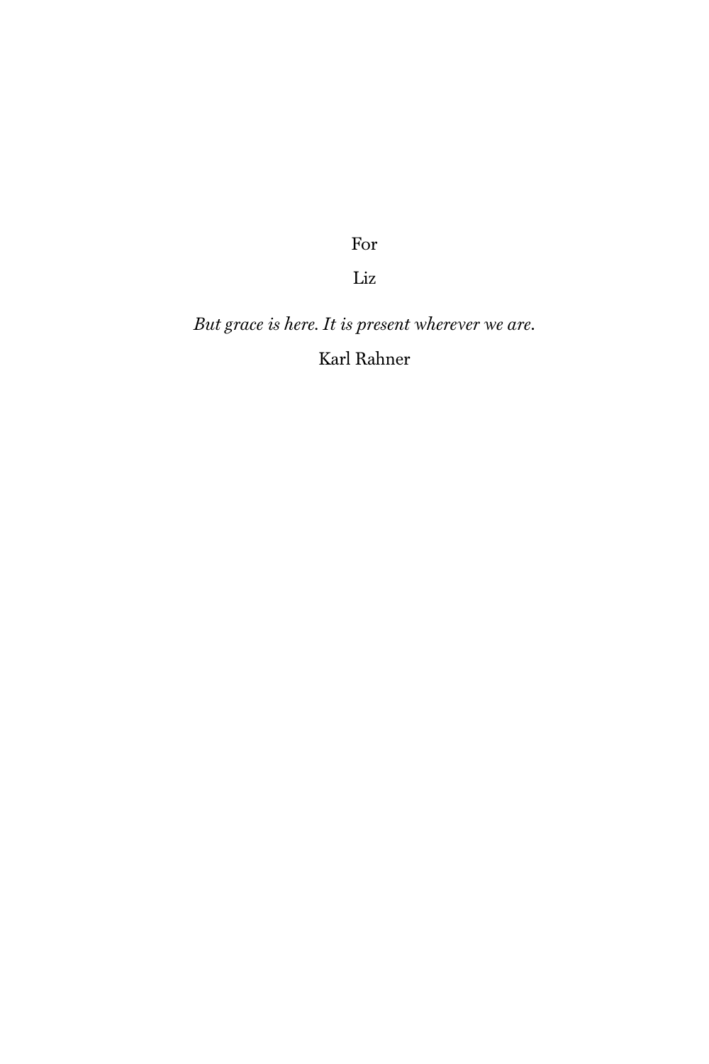For

Liz

*But grace is here. It is present wherever we are.*

Karl Rahner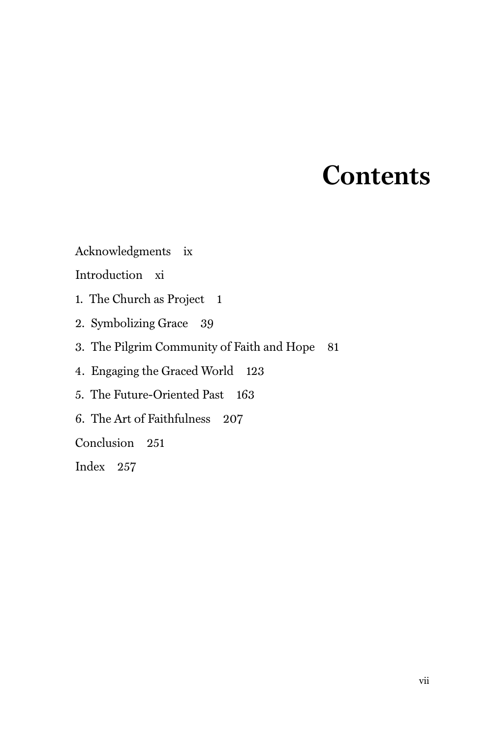# Contents

Acknowledgments ix

Introduction xi

1. The Church as Project 1
2. Symbolizing Grace 39
3. The Pilgrim Community of Faith and Hope 81
4. Engaging the Graced World 123
5. The Future-Oriented Past 163
6. The Art of Faithfulness 207

Conclusion 251

Index 257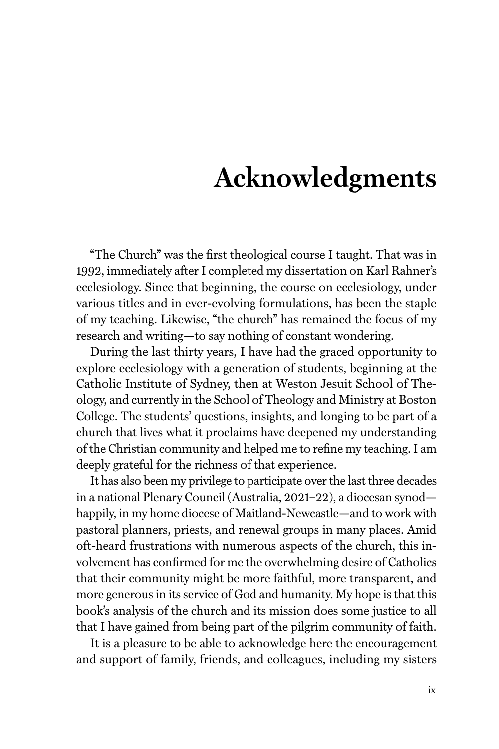# Acknowledgments

"The Church" was the first theological course I taught. That was in 1992, immediately after I completed my dissertation on Karl Rahner's ecclesiology. Since that beginning, the course on ecclesiology, under various titles and in ever-evolving formulations, has been the staple of my teaching. Likewise, "the church" has remained the focus of my research and writing—to say nothing of constant wondering.

During the last thirty years, I have had the graced opportunity to explore ecclesiology with a generation of students, beginning at the Catholic Institute of Sydney, then at Weston Jesuit School of Theology, and currently in the School of Theology and Ministry at Boston College. The students' questions, insights, and longing to be part of a church that lives what it proclaims have deepened my understanding of the Christian community and helped me to refine my teaching. I am deeply grateful for the richness of that experience.

It has also been my privilege to participate over the last three decades in a national Plenary Council (Australia, 2021–22), a diocesan synod—happily, in my home diocese of Maitland-Newcastle—and to work with pastoral planners, priests, and renewal groups in many places. Amid oft-heard frustrations with numerous aspects of the church, this involvement has confirmed for me the overwhelming desire of Catholics that their community might be more faithful, more transparent, and more generous in its service of God and humanity. My hope is that this book's analysis of the church and its mission does some justice to all that I have gained from being part of the pilgrim community of faith.

It is a pleasure to be able to acknowledge here the encouragement and support of family, friends, and colleagues, including my sisters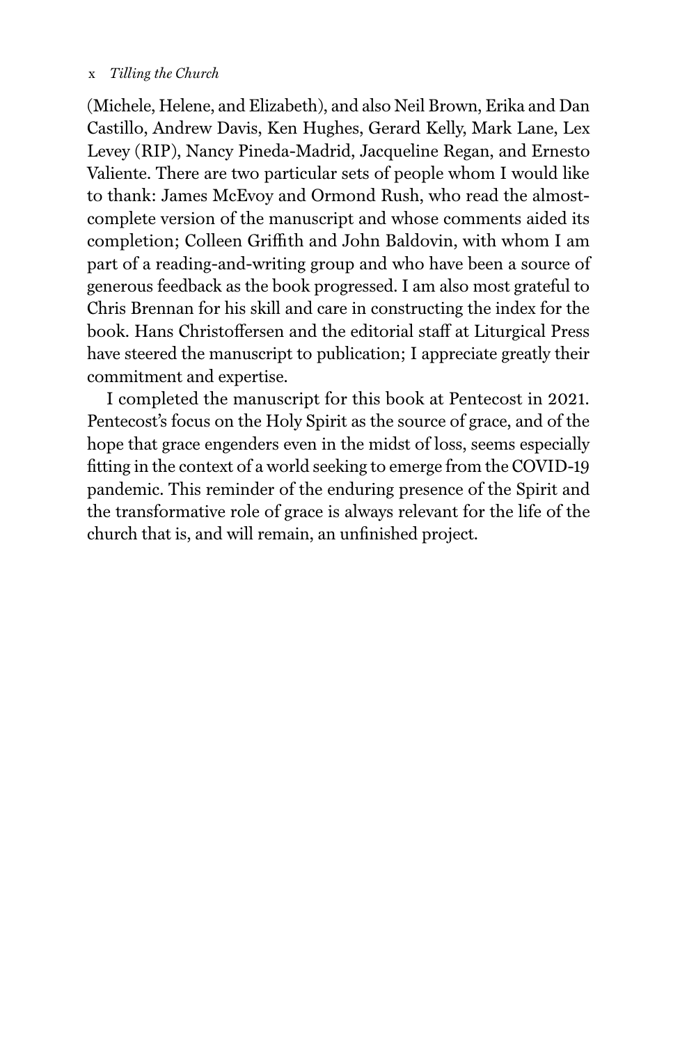(Michele, Helene, and Elizabeth), and also Neil Brown, Erika and Dan Castillo, Andrew Davis, Ken Hughes, Gerard Kelly, Mark Lane, Lex Levey (RIP), Nancy Pineda-Madrid, Jacqueline Regan, and Ernesto Valiente. There are two particular sets of people whom I would like to thank: James McEvoy and Ormond Rush, who read the almost-complete version of the manuscript and whose comments aided its completion; Colleen Griffith and John Baldovin, with whom I am part of a reading-and-writing group and who have been a source of generous feedback as the book progressed. I am also most grateful to Chris Brennan for his skill and care in constructing the index for the book. Hans Christoffersen and the editorial staff at Liturgical Press have steered the manuscript to publication; I appreciate greatly their commitment and expertise.

I completed the manuscript for this book at Pentecost in 2021. Pentecost's focus on the Holy Spirit as the source of grace, and of the hope that grace engenders even in the midst of loss, seems especially fitting in the context of a world seeking to emerge from the COVID-19 pandemic. This reminder of the enduring presence of the Spirit and the transformative role of grace is always relevant for the life of the church that is, and will remain, an unfinished project.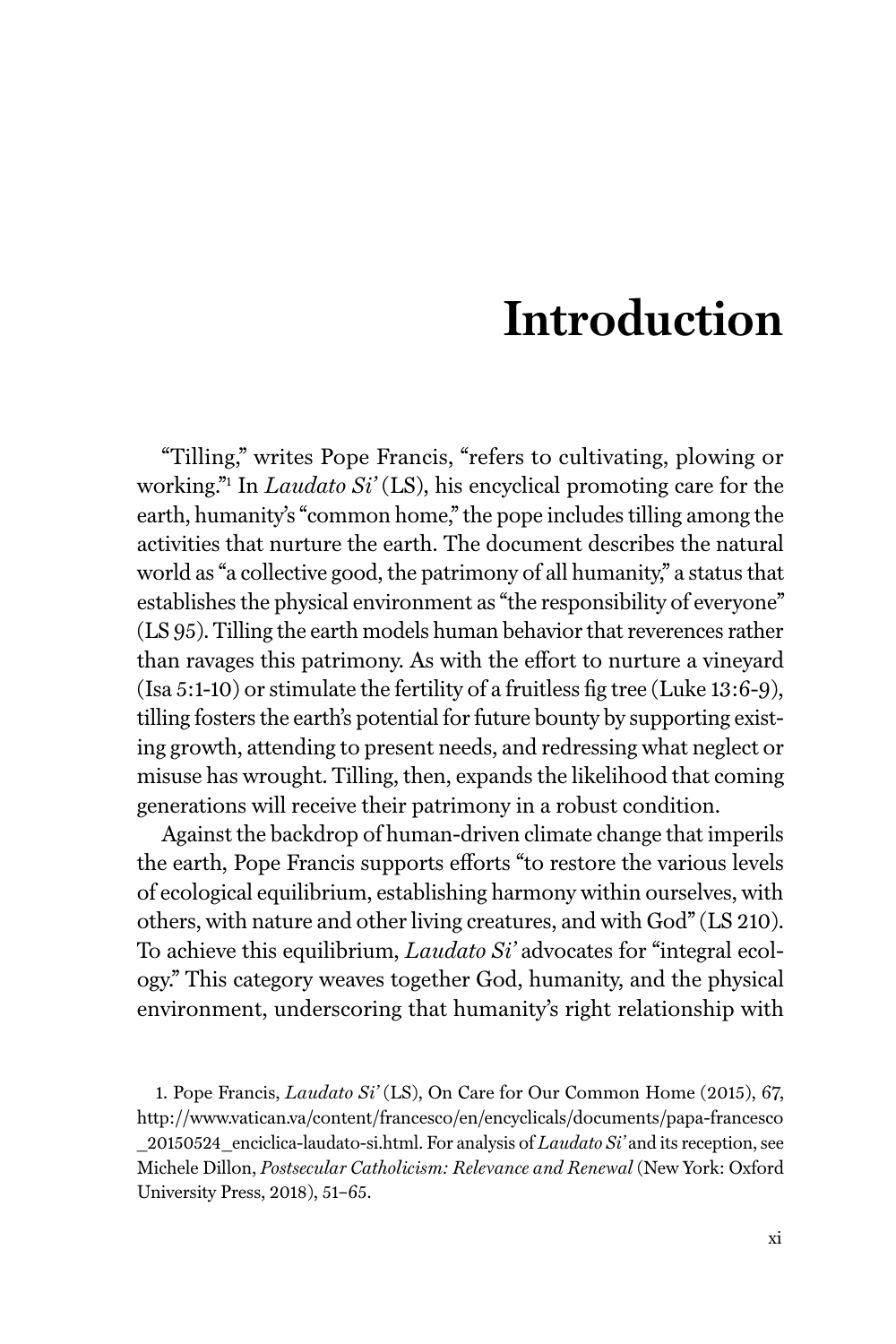# Introduction

"Tilling," writes Pope Francis, "refers to cultivating, plowing or working."[1] In *Laudato Si'* (LS), his encyclical promoting care for the earth, humanity's "common home," the pope includes tilling among the activities that nurture the earth. The document describes the natural world as "a collective good, the patrimony of all humanity," a status that establishes the physical environment as "the responsibility of everyone" (LS 95). Tilling the earth models human behavior that reverences rather than ravages this patrimony. As with the effort to nurture a vineyard (Isa 5:1-10) or stimulate the fertility of a fruitless fig tree (Luke 13:6-9), tilling fosters the earth's potential for future bounty by supporting existing growth, attending to present needs, and redressing what neglect or misuse has wrought. Tilling, then, expands the likelihood that coming generations will receive their patrimony in a robust condition.

Against the backdrop of human-driven climate change that imperils the earth, Pope Francis supports efforts "to restore the various levels of ecological equilibrium, establishing harmony within ourselves, with others, with nature and other living creatures, and with God" (LS 210). To achieve this equilibrium, *Laudato Si'* advocates for "integral ecology." This category weaves together God, humanity, and the physical environment, underscoring that humanity's right relationship with

1. Pope Francis, *Laudato Si'* (LS), On Care for Our Common Home (2015), 67, http://www.vatican.va/content/francesco/en/encyclicals/documents/papa-francesco_20150524_enciclica-laudato-si.html. For analysis of *Laudato Si'* and its reception, see Michele Dillon, *Postsecular Catholicism: Relevance and Renewal* (New York: Oxford University Press, 2018), 51–65.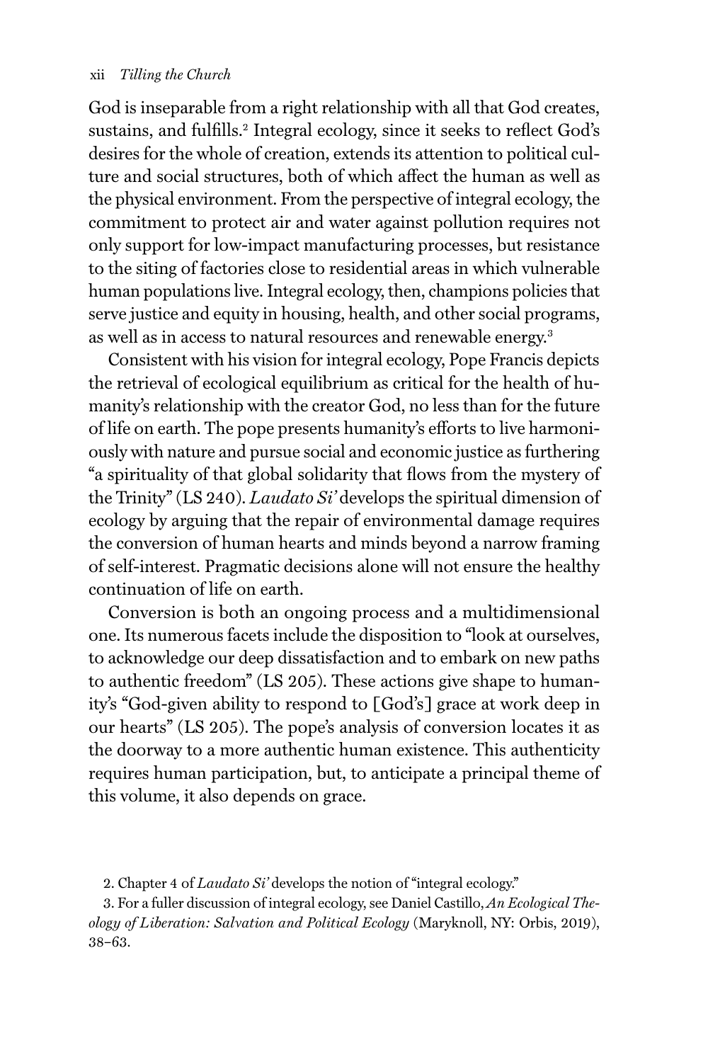God is inseparable from a right relationship with all that God creates, sustains, and fulfills.[2] Integral ecology, since it seeks to reflect God's desires for the whole of creation, extends its attention to political culture and social structures, both of which affect the human as well as the physical environment. From the perspective of integral ecology, the commitment to protect air and water against pollution requires not only support for low-impact manufacturing processes, but resistance to the siting of factories close to residential areas in which vulnerable human populations live. Integral ecology, then, champions policies that serve justice and equity in housing, health, and other social programs, as well as in access to natural resources and renewable energy.[3]

Consistent with his vision for integral ecology, Pope Francis depicts the retrieval of ecological equilibrium as critical for the health of humanity's relationship with the creator God, no less than for the future of life on earth. The pope presents humanity's efforts to live harmoniously with nature and pursue social and economic justice as furthering "a spirituality of that global solidarity that flows from the mystery of the Trinity" (LS 240). *Laudato Si'* develops the spiritual dimension of ecology by arguing that the repair of environmental damage requires the conversion of human hearts and minds beyond a narrow framing of self-interest. Pragmatic decisions alone will not ensure the healthy continuation of life on earth.

Conversion is both an ongoing process and a multidimensional one. Its numerous facets include the disposition to "look at ourselves, to acknowledge our deep dissatisfaction and to embark on new paths to authentic freedom" (LS 205). These actions give shape to humanity's "God-given ability to respond to [God's] grace at work deep in our hearts" (LS 205). The pope's analysis of conversion locates it as the doorway to a more authentic human existence. This authenticity requires human participation, but, to anticipate a principal theme of this volume, it also depends on grace.

2. Chapter 4 of *Laudato Si'* develops the notion of "integral ecology."

3. For a fuller discussion of integral ecology, see Daniel Castillo, *An Ecological Theology of Liberation: Salvation and Political Ecology* (Maryknoll, NY: Orbis, 2019), 38–63.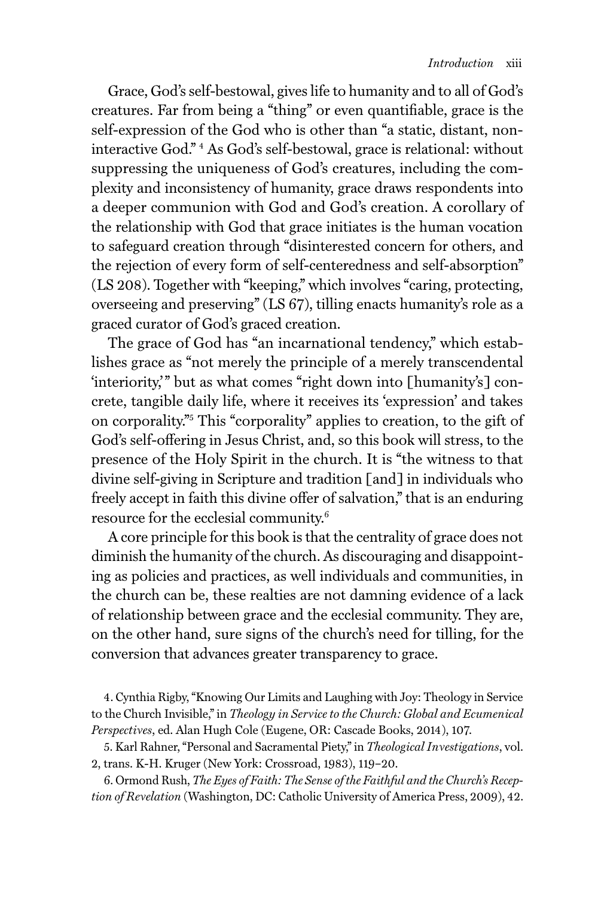Grace, God's self-bestowal, gives life to humanity and to all of God's creatures. Far from being a "thing" or even quantifiable, grace is the self-expression of the God who is other than "a static, distant, non-interactive God." [4] As God's self-bestowal, grace is relational: without suppressing the uniqueness of God's creatures, including the complexity and inconsistency of humanity, grace draws respondents into a deeper communion with God and God's creation. A corollary of the relationship with God that grace initiates is the human vocation to safeguard creation through "disinterested concern for others, and the rejection of every form of self-centeredness and self-absorption" (LS 208). Together with "keeping," which involves "caring, protecting, overseeing and preserving" (LS 67), tilling enacts humanity's role as a graced curator of God's graced creation.

The grace of God has "an incarnational tendency," which establishes grace as "not merely the principle of a merely transcendental 'interiority,'" but as what comes "right down into [humanity's] concrete, tangible daily life, where it receives its 'expression' and takes on corporality."[5] This "corporality" applies to creation, to the gift of God's self-offering in Jesus Christ, and, so this book will stress, to the presence of the Holy Spirit in the church. It is "the witness to that divine self-giving in Scripture and tradition [and] in individuals who freely accept in faith this divine offer of salvation," that is an enduring resource for the ecclesial community.[6]

A core principle for this book is that the centrality of grace does not diminish the humanity of the church. As discouraging and disappointing as policies and practices, as well individuals and communities, in the church can be, these realties are not damning evidence of a lack of relationship between grace and the ecclesial community. They are, on the other hand, sure signs of the church's need for tilling, for the conversion that advances greater transparency to grace.

4. Cynthia Rigby, "Knowing Our Limits and Laughing with Joy: Theology in Service to the Church Invisible," in *Theology in Service to the Church: Global and Ecumenical Perspectives*, ed. Alan Hugh Cole (Eugene, OR: Cascade Books, 2014), 107.

5. Karl Rahner, "Personal and Sacramental Piety," in *Theological Investigations*, vol. 2, trans. K-H. Kruger (New York: Crossroad, 1983), 119–20.

6. Ormond Rush, *The Eyes of Faith: The Sense of the Faithful and the Church's Reception of Revelation* (Washington, DC: Catholic University of America Press, 2009), 42.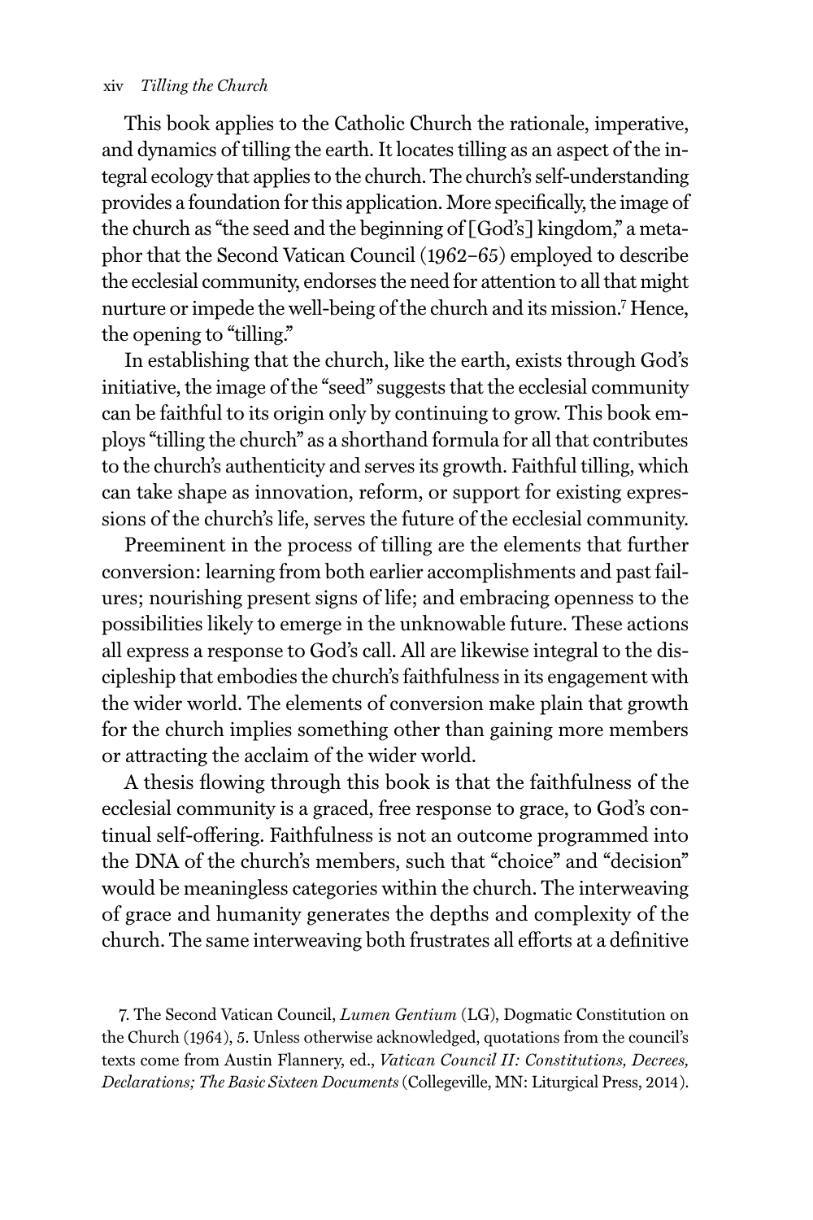This book applies to the Catholic Church the rationale, imperative, and dynamics of tilling the earth. It locates tilling as an aspect of the integral ecology that applies to the church. The church's self-understanding provides a foundation for this application. More specifically, the image of the church as "the seed and the beginning of [God's] kingdom," a metaphor that the Second Vatican Council (1962–65) employed to describe the ecclesial community, endorses the need for attention to all that might nurture or impede the well-being of the church and its mission.[7] Hence, the opening to "tilling."

In establishing that the church, like the earth, exists through God's initiative, the image of the "seed" suggests that the ecclesial community can be faithful to its origin only by continuing to grow. This book employs "tilling the church" as a shorthand formula for all that contributes to the church's authenticity and serves its growth. Faithful tilling, which can take shape as innovation, reform, or support for existing expressions of the church's life, serves the future of the ecclesial community.

Preeminent in the process of tilling are the elements that further conversion: learning from both earlier accomplishments and past failures; nourishing present signs of life; and embracing openness to the possibilities likely to emerge in the unknowable future. These actions all express a response to God's call. All are likewise integral to the discipleship that embodies the church's faithfulness in its engagement with the wider world. The elements of conversion make plain that growth for the church implies something other than gaining more members or attracting the acclaim of the wider world.

A thesis flowing through this book is that the faithfulness of the ecclesial community is a graced, free response to grace, to God's continual self-offering. Faithfulness is not an outcome programmed into the DNA of the church's members, such that "choice" and "decision" would be meaningless categories within the church. The interweaving of grace and humanity generates the depths and complexity of the church. The same interweaving both frustrates all efforts at a definitive

7. The Second Vatican Council, *Lumen Gentium* (LG), Dogmatic Constitution on the Church (1964), 5. Unless otherwise acknowledged, quotations from the council's texts come from Austin Flannery, ed., *Vatican Council II: Constitutions, Decrees, Declarations; The Basic Sixteen Documents* (Collegeville, MN: Liturgical Press, 2014).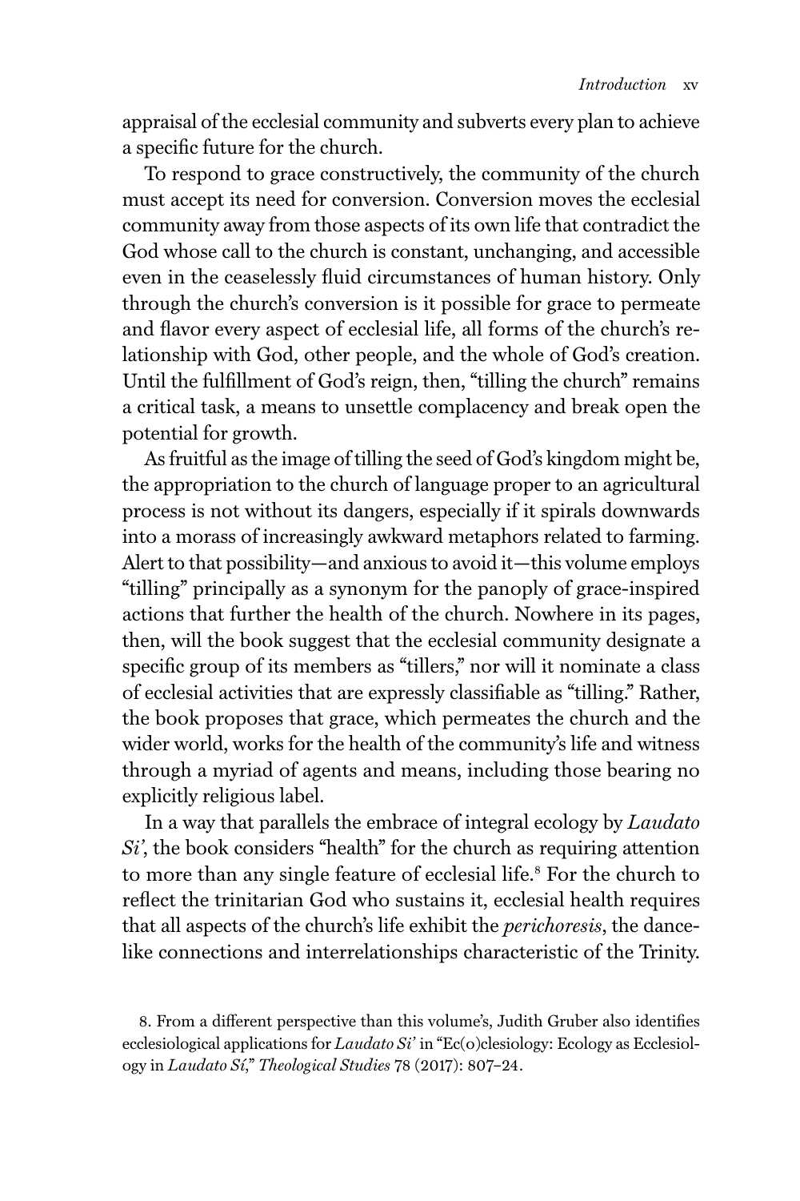appraisal of the ecclesial community and subverts every plan to achieve a specific future for the church.

To respond to grace constructively, the community of the church must accept its need for conversion. Conversion moves the ecclesial community away from those aspects of its own life that contradict the God whose call to the church is constant, unchanging, and accessible even in the ceaselessly fluid circumstances of human history. Only through the church's conversion is it possible for grace to permeate and flavor every aspect of ecclesial life, all forms of the church's relationship with God, other people, and the whole of God's creation. Until the fulfillment of God's reign, then, "tilling the church" remains a critical task, a means to unsettle complacency and break open the potential for growth.

As fruitful as the image of tilling the seed of God's kingdom might be, the appropriation to the church of language proper to an agricultural process is not without its dangers, especially if it spirals downwards into a morass of increasingly awkward metaphors related to farming. Alert to that possibility—and anxious to avoid it—this volume employs "tilling" principally as a synonym for the panoply of grace-inspired actions that further the health of the church. Nowhere in its pages, then, will the book suggest that the ecclesial community designate a specific group of its members as "tillers," nor will it nominate a class of ecclesial activities that are expressly classifiable as "tilling." Rather, the book proposes that grace, which permeates the church and the wider world, works for the health of the community's life and witness through a myriad of agents and means, including those bearing no explicitly religious label.

In a way that parallels the embrace of integral ecology by *Laudato Si'*, the book considers "health" for the church as requiring attention to more than any single feature of ecclesial life.[8] For the church to reflect the trinitarian God who sustains it, ecclesial health requires that all aspects of the church's life exhibit the *perichoresis*, the dance-like connections and interrelationships characteristic of the Trinity.

8. From a different perspective than this volume's, Judith Gruber also identifies ecclesiological applications for *Laudato Si'* in "Ec(o)clesiology: Ecology as Ecclesiology in *Laudato Sí*," *Theological Studies* 78 (2017): 807–24.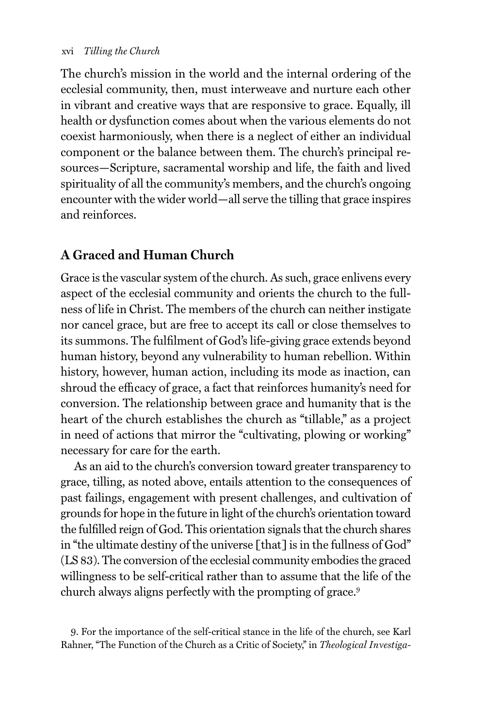The church's mission in the world and the internal ordering of the ecclesial community, then, must interweave and nurture each other in vibrant and creative ways that are responsive to grace. Equally, ill health or dysfunction comes about when the various elements do not coexist harmoniously, when there is a neglect of either an individual component or the balance between them. The church's principal resources—Scripture, sacramental worship and life, the faith and lived spirituality of all the community's members, and the church's ongoing encounter with the wider world—all serve the tilling that grace inspires and reinforces.

## A Graced and Human Church

Grace is the vascular system of the church. As such, grace enlivens every aspect of the ecclesial community and orients the church to the fullness of life in Christ. The members of the church can neither instigate nor cancel grace, but are free to accept its call or close themselves to its summons. The fulfilment of God's life-giving grace extends beyond human history, beyond any vulnerability to human rebellion. Within history, however, human action, including its mode as inaction, can shroud the efficacy of grace, a fact that reinforces humanity's need for conversion. The relationship between grace and humanity that is the heart of the church establishes the church as "tillable," as a project in need of actions that mirror the "cultivating, plowing or working" necessary for care for the earth.

As an aid to the church's conversion toward greater transparency to grace, tilling, as noted above, entails attention to the consequences of past failings, engagement with present challenges, and cultivation of grounds for hope in the future in light of the church's orientation toward the fulfilled reign of God. This orientation signals that the church shares in "the ultimate destiny of the universe [that] is in the fullness of God" (LS 83). The conversion of the ecclesial community embodies the graced willingness to be self-critical rather than to assume that the life of the church always aligns perfectly with the prompting of grace.[9]

9. For the importance of the self-critical stance in the life of the church, see Karl Rahner, "The Function of the Church as a Critic of Society," in *Theological Investiga-*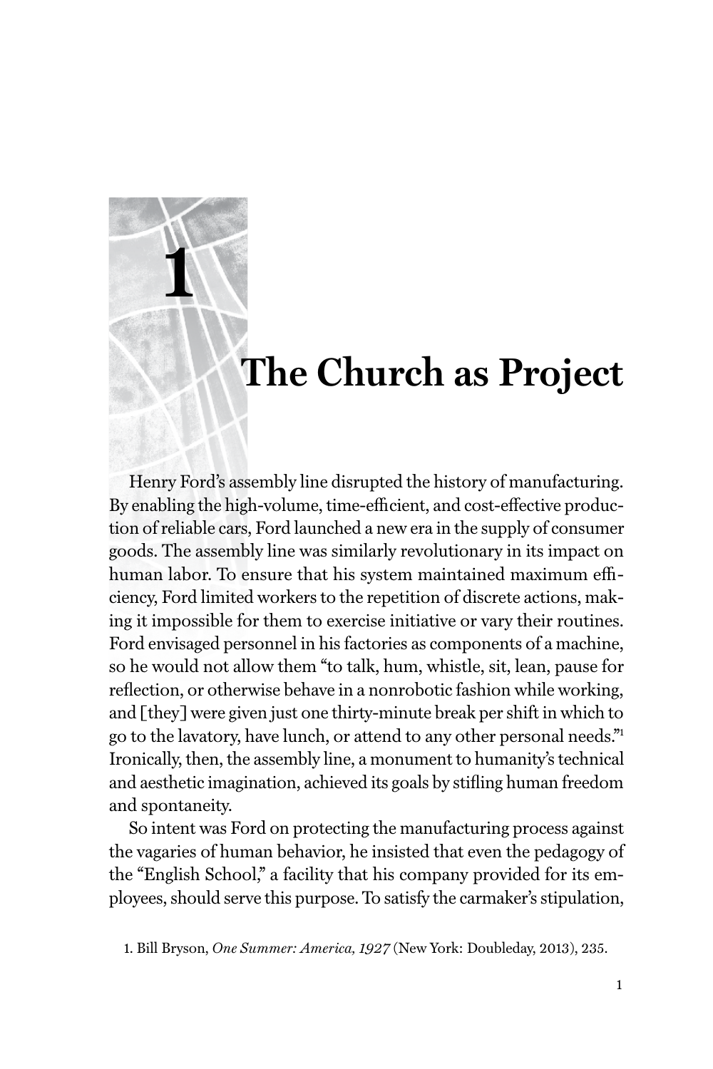# 1

# The Church as Project

Henry Ford's assembly line disrupted the history of manufacturing. By enabling the high-volume, time-efficient, and cost-effective production of reliable cars, Ford launched a new era in the supply of consumer goods. The assembly line was similarly revolutionary in its impact on human labor. To ensure that his system maintained maximum efficiency, Ford limited workers to the repetition of discrete actions, making it impossible for them to exercise initiative or vary their routines. Ford envisaged personnel in his factories as components of a machine, so he would not allow them "to talk, hum, whistle, sit, lean, pause for reflection, or otherwise behave in a nonrobotic fashion while working, and [they] were given just one thirty-minute break per shift in which to go to the lavatory, have lunch, or attend to any other personal needs."[1] Ironically, then, the assembly line, a monument to humanity's technical and aesthetic imagination, achieved its goals by stifling human freedom and spontaneity.

So intent was Ford on protecting the manufacturing process against the vagaries of human behavior, he insisted that even the pedagogy of the "English School," a facility that his company provided for its employees, should serve this purpose. To satisfy the carmaker's stipulation,

1. Bill Bryson, *One Summer: America, 1927* (New York: Doubleday, 2013), 235.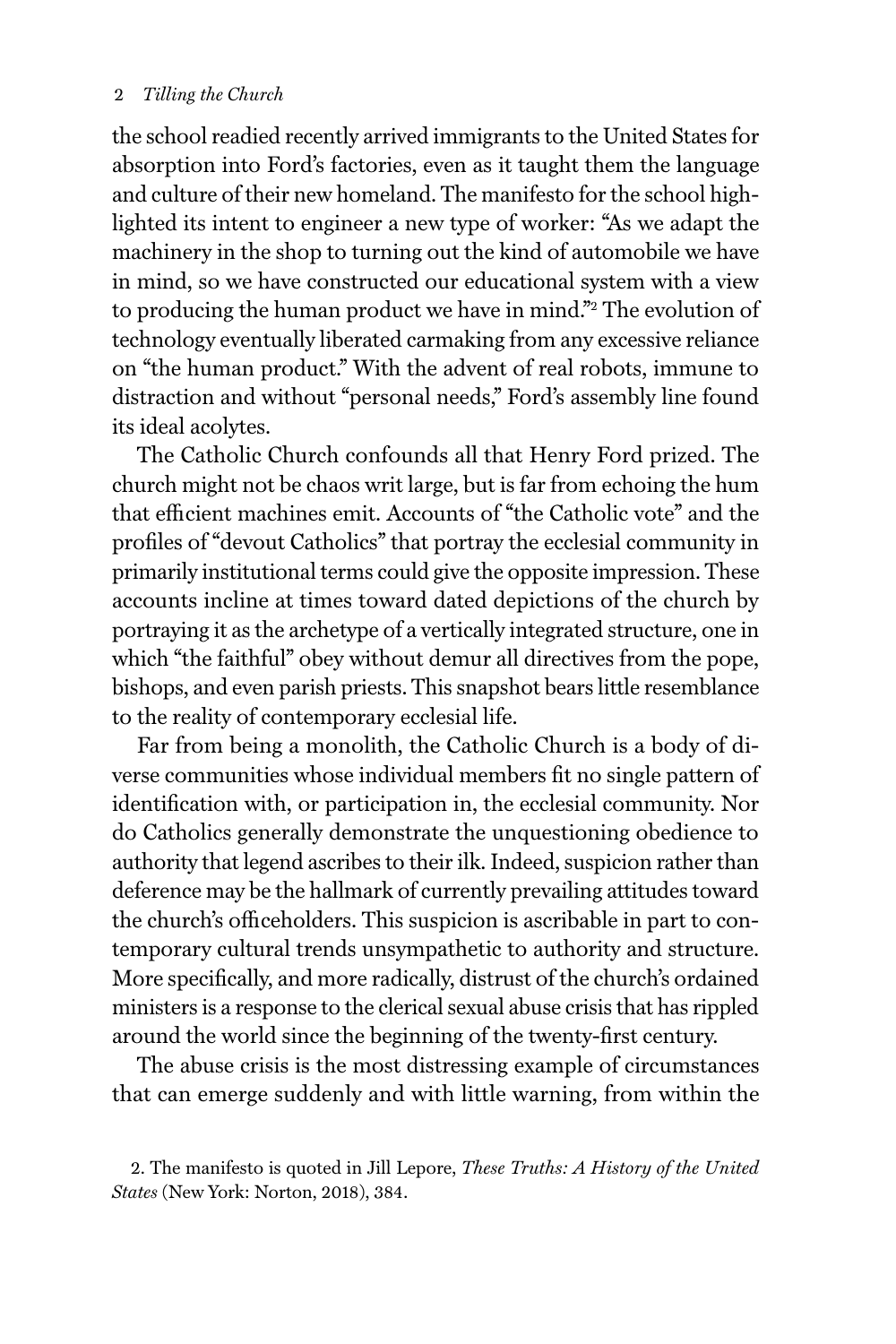the school readied recently arrived immigrants to the United States for absorption into Ford's factories, even as it taught them the language and culture of their new homeland. The manifesto for the school highlighted its intent to engineer a new type of worker: "As we adapt the machinery in the shop to turning out the kind of automobile we have in mind, so we have constructed our educational system with a view to producing the human product we have in mind."[2] The evolution of technology eventually liberated carmaking from any excessive reliance on "the human product." With the advent of real robots, immune to distraction and without "personal needs," Ford's assembly line found its ideal acolytes.

The Catholic Church confounds all that Henry Ford prized. The church might not be chaos writ large, but is far from echoing the hum that efficient machines emit. Accounts of "the Catholic vote" and the profiles of "devout Catholics" that portray the ecclesial community in primarily institutional terms could give the opposite impression. These accounts incline at times toward dated depictions of the church by portraying it as the archetype of a vertically integrated structure, one in which "the faithful" obey without demur all directives from the pope, bishops, and even parish priests. This snapshot bears little resemblance to the reality of contemporary ecclesial life.

Far from being a monolith, the Catholic Church is a body of diverse communities whose individual members fit no single pattern of identification with, or participation in, the ecclesial community. Nor do Catholics generally demonstrate the unquestioning obedience to authority that legend ascribes to their ilk. Indeed, suspicion rather than deference may be the hallmark of currently prevailing attitudes toward the church's officeholders. This suspicion is ascribable in part to contemporary cultural trends unsympathetic to authority and structure. More specifically, and more radically, distrust of the church's ordained ministers is a response to the clerical sexual abuse crisis that has rippled around the world since the beginning of the twenty-first century.

The abuse crisis is the most distressing example of circumstances that can emerge suddenly and with little warning, from within the

2. The manifesto is quoted in Jill Lepore, *These Truths: A History of the United States* (New York: Norton, 2018), 384.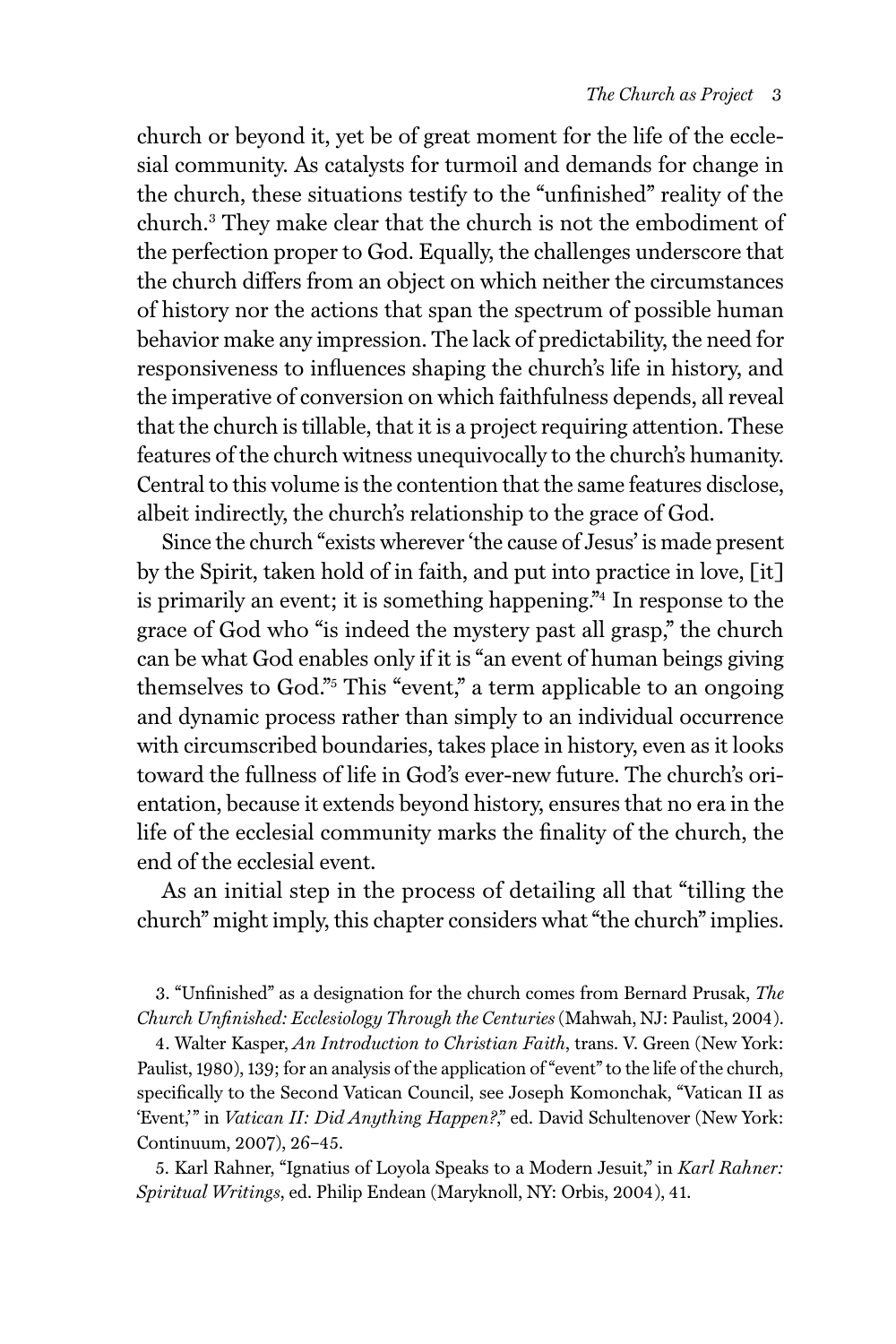church or beyond it, yet be of great moment for the life of the ecclesial community. As catalysts for turmoil and demands for change in the church, these situations testify to the "unfinished" reality of the church.[3] They make clear that the church is not the embodiment of the perfection proper to God. Equally, the challenges underscore that the church differs from an object on which neither the circumstances of history nor the actions that span the spectrum of possible human behavior make any impression. The lack of predictability, the need for responsiveness to influences shaping the church's life in history, and the imperative of conversion on which faithfulness depends, all reveal that the church is tillable, that it is a project requiring attention. These features of the church witness unequivocally to the church's humanity. Central to this volume is the contention that the same features disclose, albeit indirectly, the church's relationship to the grace of God.

Since the church "exists wherever 'the cause of Jesus' is made present by the Spirit, taken hold of in faith, and put into practice in love, [it] is primarily an event; it is something happening."[4] In response to the grace of God who "is indeed the mystery past all grasp," the church can be what God enables only if it is "an event of human beings giving themselves to God."[5] This "event," a term applicable to an ongoing and dynamic process rather than simply to an individual occurrence with circumscribed boundaries, takes place in history, even as it looks toward the fullness of life in God's ever-new future. The church's orientation, because it extends beyond history, ensures that no era in the life of the ecclesial community marks the finality of the church, the end of the ecclesial event.

As an initial step in the process of detailing all that "tilling the church" might imply, this chapter considers what "the church" implies.

3. "Unfinished" as a designation for the church comes from Bernard Prusak, *The Church Unfinished: Ecclesiology Through the Centuries* (Mahwah, NJ: Paulist, 2004).

4. Walter Kasper, *An Introduction to Christian Faith*, trans. V. Green (New York: Paulist, 1980), 139; for an analysis of the application of "event" to the life of the church, specifically to the Second Vatican Council, see Joseph Komonchak, "Vatican II as 'Event,'" in *Vatican II: Did Anything Happen?*," ed. David Schultenover (New York: Continuum, 2007), 26–45.

5. Karl Rahner, "Ignatius of Loyola Speaks to a Modern Jesuit," in *Karl Rahner: Spiritual Writings*, ed. Philip Endean (Maryknoll, NY: Orbis, 2004), 41.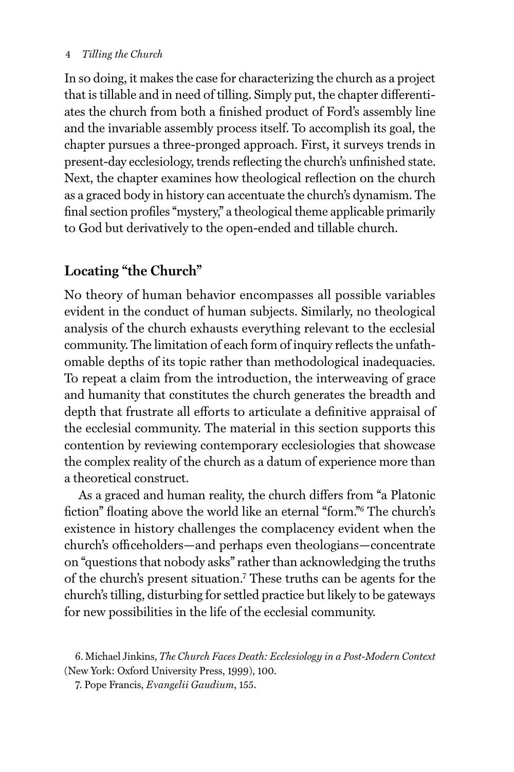In so doing, it makes the case for characterizing the church as a project that is tillable and in need of tilling. Simply put, the chapter differentiates the church from both a finished product of Ford's assembly line and the invariable assembly process itself. To accomplish its goal, the chapter pursues a three-pronged approach. First, it surveys trends in present-day ecclesiology, trends reflecting the church's unfinished state. Next, the chapter examines how theological reflection on the church as a graced body in history can accentuate the church's dynamism. The final section profiles "mystery," a theological theme applicable primarily to God but derivatively to the open-ended and tillable church.

## Locating "the Church"

No theory of human behavior encompasses all possible variables evident in the conduct of human subjects. Similarly, no theological analysis of the church exhausts everything relevant to the ecclesial community. The limitation of each form of inquiry reflects the unfathomable depths of its topic rather than methodological inadequacies. To repeat a claim from the introduction, the interweaving of grace and humanity that constitutes the church generates the breadth and depth that frustrate all efforts to articulate a definitive appraisal of the ecclesial community. The material in this section supports this contention by reviewing contemporary ecclesiologies that showcase the complex reality of the church as a datum of experience more than a theoretical construct.

As a graced and human reality, the church differs from "a Platonic fiction" floating above the world like an eternal "form."[6] The church's existence in history challenges the complacency evident when the church's officeholders—and perhaps even theologians—concentrate on "questions that nobody asks" rather than acknowledging the truths of the church's present situation.[7] These truths can be agents for the church's tilling, disturbing for settled practice but likely to be gateways for new possibilities in the life of the ecclesial community.

6. Michael Jinkins, *The Church Faces Death: Ecclesiology in a Post-Modern Context* (New York: Oxford University Press, 1999), 100.

7. Pope Francis, *Evangelii Gaudium*, 155.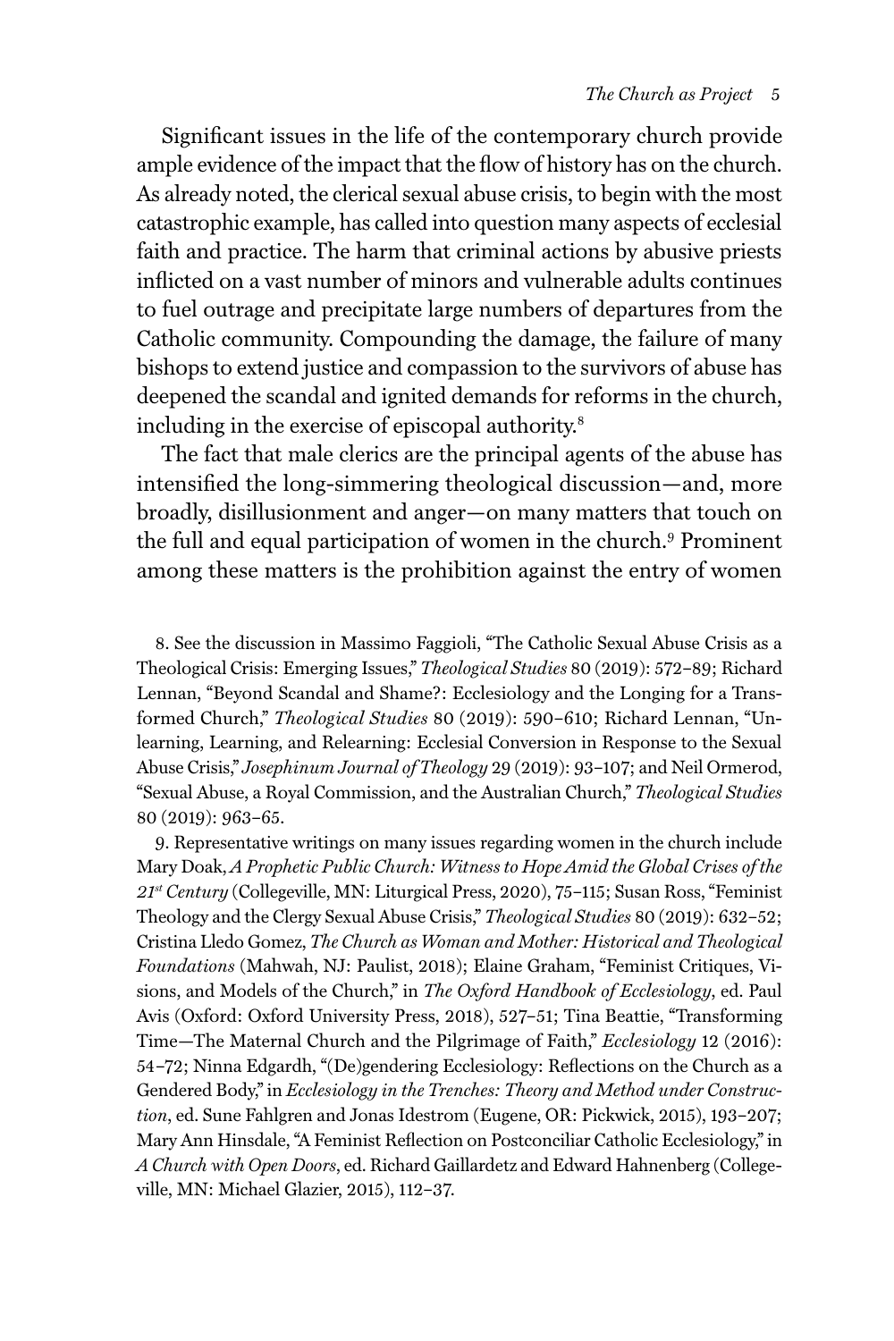Significant issues in the life of the contemporary church provide ample evidence of the impact that the flow of history has on the church. As already noted, the clerical sexual abuse crisis, to begin with the most catastrophic example, has called into question many aspects of ecclesial faith and practice. The harm that criminal actions by abusive priests inflicted on a vast number of minors and vulnerable adults continues to fuel outrage and precipitate large numbers of departures from the Catholic community. Compounding the damage, the failure of many bishops to extend justice and compassion to the survivors of abuse has deepened the scandal and ignited demands for reforms in the church, including in the exercise of episcopal authority.[8]

The fact that male clerics are the principal agents of the abuse has intensified the long-simmering theological discussion—and, more broadly, disillusionment and anger—on many matters that touch on the full and equal participation of women in the church.[9] Prominent among these matters is the prohibition against the entry of women

8. See the discussion in Massimo Faggioli, "The Catholic Sexual Abuse Crisis as a Theological Crisis: Emerging Issues," *Theological Studies* 80 (2019): 572–89; Richard Lennan, "Beyond Scandal and Shame?: Ecclesiology and the Longing for a Transformed Church," *Theological Studies* 80 (2019): 590–610; Richard Lennan, "Unlearning, Learning, and Relearning: Ecclesial Conversion in Response to the Sexual Abuse Crisis," *Josephinum Journal of Theology* 29 (2019): 93–107; and Neil Ormerod, "Sexual Abuse, a Royal Commission, and the Australian Church," *Theological Studies* 80 (2019): 963–65.

9. Representative writings on many issues regarding women in the church include Mary Doak, *A Prophetic Public Church: Witness to Hope Amid the Global Crises of the 21st Century* (Collegeville, MN: Liturgical Press, 2020), 75–115; Susan Ross, "Feminist Theology and the Clergy Sexual Abuse Crisis," *Theological Studies* 80 (2019): 632–52; Cristina Lledo Gomez, *The Church as Woman and Mother: Historical and Theological Foundations* (Mahwah, NJ: Paulist, 2018); Elaine Graham, "Feminist Critiques, Visions, and Models of the Church," in *The Oxford Handbook of Ecclesiology*, ed. Paul Avis (Oxford: Oxford University Press, 2018), 527–51; Tina Beattie, "Transforming Time—The Maternal Church and the Pilgrimage of Faith," *Ecclesiology* 12 (2016): 54–72; Ninna Edgardh, "(De)gendering Ecclesiology: Reflections on the Church as a Gendered Body," in *Ecclesiology in the Trenches: Theory and Method under Construction*, ed. Sune Fahlgren and Jonas Idestrom (Eugene, OR: Pickwick, 2015), 193–207; Mary Ann Hinsdale, "A Feminist Reflection on Postconciliar Catholic Ecclesiology," in *A Church with Open Doors*, ed. Richard Gaillardetz and Edward Hahnenberg (Collegeville, MN: Michael Glazier, 2015), 112–37.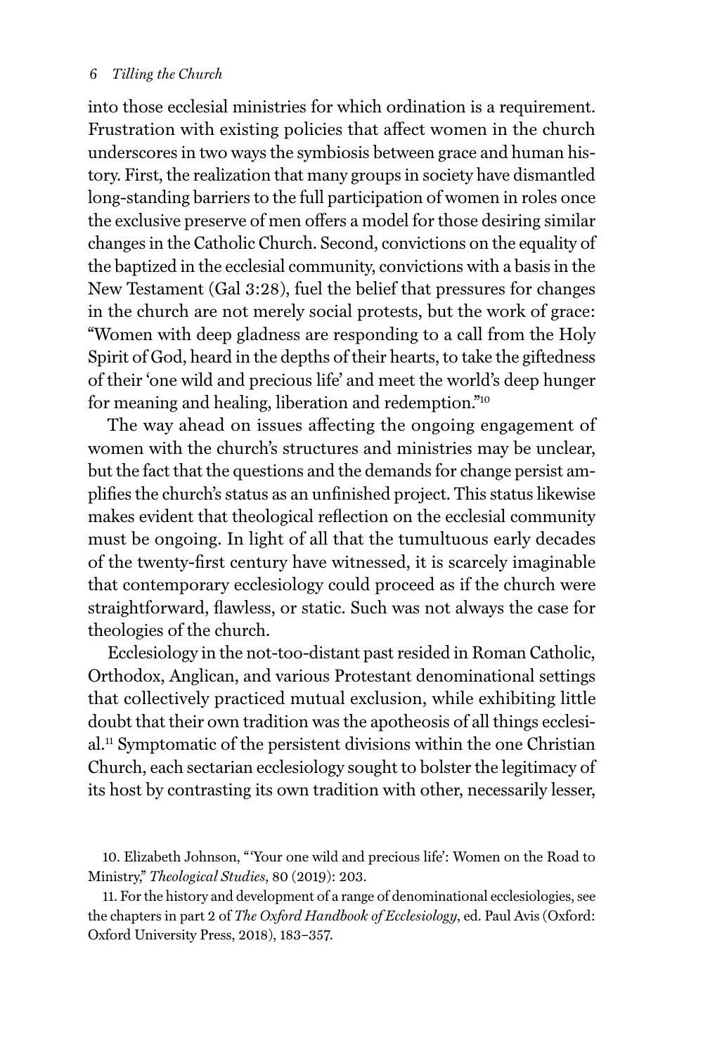into those ecclesial ministries for which ordination is a requirement. Frustration with existing policies that affect women in the church underscores in two ways the symbiosis between grace and human history. First, the realization that many groups in society have dismantled long-standing barriers to the full participation of women in roles once the exclusive preserve of men offers a model for those desiring similar changes in the Catholic Church. Second, convictions on the equality of the baptized in the ecclesial community, convictions with a basis in the New Testament (Gal 3:28), fuel the belief that pressures for changes in the church are not merely social protests, but the work of grace: "Women with deep gladness are responding to a call from the Holy Spirit of God, heard in the depths of their hearts, to take the giftedness of their 'one wild and precious life' and meet the world's deep hunger for meaning and healing, liberation and redemption."[10]

The way ahead on issues affecting the ongoing engagement of women with the church's structures and ministries may be unclear, but the fact that the questions and the demands for change persist amplifies the church's status as an unfinished project. This status likewise makes evident that theological reflection on the ecclesial community must be ongoing. In light of all that the tumultuous early decades of the twenty-first century have witnessed, it is scarcely imaginable that contemporary ecclesiology could proceed as if the church were straightforward, flawless, or static. Such was not always the case for theologies of the church.

Ecclesiology in the not-too-distant past resided in Roman Catholic, Orthodox, Anglican, and various Protestant denominational settings that collectively practiced mutual exclusion, while exhibiting little doubt that their own tradition was the apotheosis of all things ecclesial.[11] Symptomatic of the persistent divisions within the one Christian Church, each sectarian ecclesiology sought to bolster the legitimacy of its host by contrasting its own tradition with other, necessarily lesser,

10. Elizabeth Johnson, "'Your one wild and precious life': Women on the Road to Ministry," *Theological Studies*, 80 (2019): 203.

11. For the history and development of a range of denominational ecclesiologies, see the chapters in part 2 of *The Oxford Handbook of Ecclesiology*, ed. Paul Avis (Oxford: Oxford University Press, 2018), 183–357.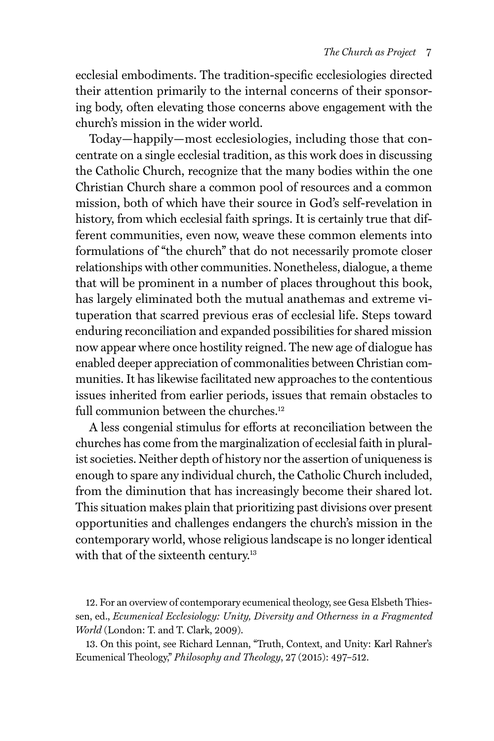ecclesial embodiments. The tradition-specific ecclesiologies directed their attention primarily to the internal concerns of their sponsoring body, often elevating those concerns above engagement with the church's mission in the wider world.

Today—happily—most ecclesiologies, including those that concentrate on a single ecclesial tradition, as this work does in discussing the Catholic Church, recognize that the many bodies within the one Christian Church share a common pool of resources and a common mission, both of which have their source in God's self-revelation in history, from which ecclesial faith springs. It is certainly true that different communities, even now, weave these common elements into formulations of "the church" that do not necessarily promote closer relationships with other communities. Nonetheless, dialogue, a theme that will be prominent in a number of places throughout this book, has largely eliminated both the mutual anathemas and extreme vituperation that scarred previous eras of ecclesial life. Steps toward enduring reconciliation and expanded possibilities for shared mission now appear where once hostility reigned. The new age of dialogue has enabled deeper appreciation of commonalities between Christian communities. It has likewise facilitated new approaches to the contentious issues inherited from earlier periods, issues that remain obstacles to full communion between the churches.[12]

A less congenial stimulus for efforts at reconciliation between the churches has come from the marginalization of ecclesial faith in pluralist societies. Neither depth of history nor the assertion of uniqueness is enough to spare any individual church, the Catholic Church included, from the diminution that has increasingly become their shared lot. This situation makes plain that prioritizing past divisions over present opportunities and challenges endangers the church's mission in the contemporary world, whose religious landscape is no longer identical with that of the sixteenth century.[13]

12. For an overview of contemporary ecumenical theology, see Gesa Elsbeth Thiessen, ed., *Ecumenical Ecclesiology: Unity, Diversity and Otherness in a Fragmented World* (London: T. and T. Clark, 2009).

13. On this point, see Richard Lennan, "Truth, Context, and Unity: Karl Rahner's Ecumenical Theology," *Philosophy and Theology*, 27 (2015): 497–512.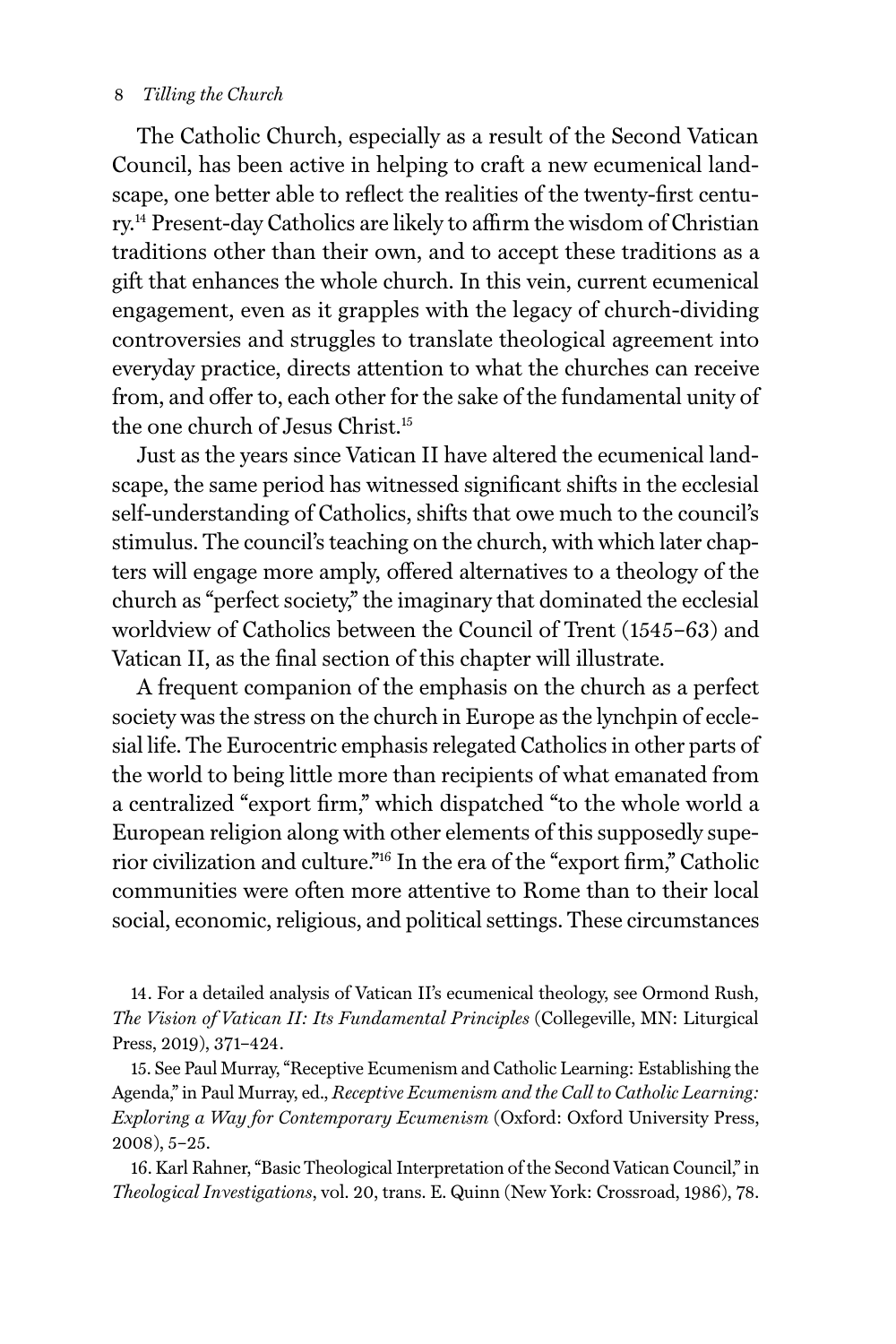The Catholic Church, especially as a result of the Second Vatican Council, has been active in helping to craft a new ecumenical landscape, one better able to reflect the realities of the twenty-first century.[14] Present-day Catholics are likely to affirm the wisdom of Christian traditions other than their own, and to accept these traditions as a gift that enhances the whole church. In this vein, current ecumenical engagement, even as it grapples with the legacy of church-dividing controversies and struggles to translate theological agreement into everyday practice, directs attention to what the churches can receive from, and offer to, each other for the sake of the fundamental unity of the one church of Jesus Christ.[15]

Just as the years since Vatican II have altered the ecumenical landscape, the same period has witnessed significant shifts in the ecclesial self-understanding of Catholics, shifts that owe much to the council's stimulus. The council's teaching on the church, with which later chapters will engage more amply, offered alternatives to a theology of the church as "perfect society," the imaginary that dominated the ecclesial worldview of Catholics between the Council of Trent (1545–63) and Vatican II, as the final section of this chapter will illustrate.

A frequent companion of the emphasis on the church as a perfect society was the stress on the church in Europe as the lynchpin of ecclesial life. The Eurocentric emphasis relegated Catholics in other parts of the world to being little more than recipients of what emanated from a centralized "export firm," which dispatched "to the whole world a European religion along with other elements of this supposedly superior civilization and culture."[16] In the era of the "export firm," Catholic communities were often more attentive to Rome than to their local social, economic, religious, and political settings. These circumstances

14. For a detailed analysis of Vatican II's ecumenical theology, see Ormond Rush, *The Vision of Vatican II: Its Fundamental Principles* (Collegeville, MN: Liturgical Press, 2019), 371–424.

15. See Paul Murray, "Receptive Ecumenism and Catholic Learning: Establishing the Agenda," in Paul Murray, ed., *Receptive Ecumenism and the Call to Catholic Learning: Exploring a Way for Contemporary Ecumenism* (Oxford: Oxford University Press, 2008), 5–25.

16. Karl Rahner, "Basic Theological Interpretation of the Second Vatican Council," in *Theological Investigations*, vol. 20, trans. E. Quinn (New York: Crossroad, 1986), 78.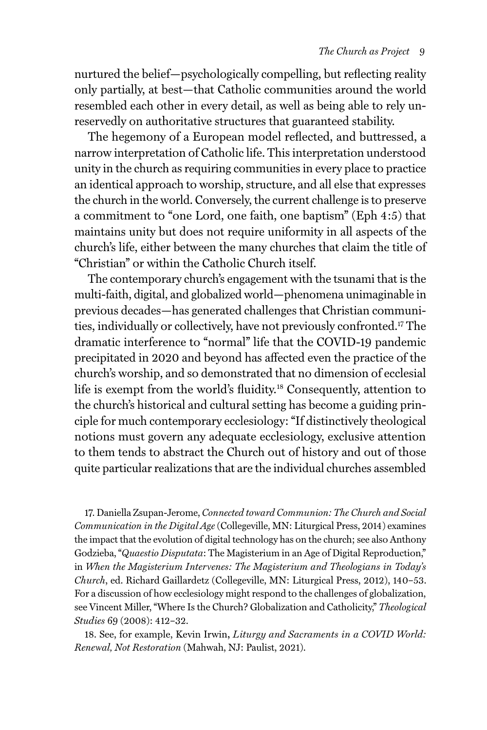nurtured the belief—psychologically compelling, but reflecting reality only partially, at best—that Catholic communities around the world resembled each other in every detail, as well as being able to rely unreservedly on authoritative structures that guaranteed stability.

The hegemony of a European model reflected, and buttressed, a narrow interpretation of Catholic life. This interpretation understood unity in the church as requiring communities in every place to practice an identical approach to worship, structure, and all else that expresses the church in the world. Conversely, the current challenge is to preserve a commitment to "one Lord, one faith, one baptism" (Eph 4:5) that maintains unity but does not require uniformity in all aspects of the church's life, either between the many churches that claim the title of "Christian" or within the Catholic Church itself.

The contemporary church's engagement with the tsunami that is the multi-faith, digital, and globalized world—phenomena unimaginable in previous decades—has generated challenges that Christian communities, individually or collectively, have not previously confronted.[17] The dramatic interference to "normal" life that the COVID-19 pandemic precipitated in 2020 and beyond has affected even the practice of the church's worship, and so demonstrated that no dimension of ecclesial life is exempt from the world's fluidity.[18] Consequently, attention to the church's historical and cultural setting has become a guiding principle for much contemporary ecclesiology: "If distinctively theological notions must govern any adequate ecclesiology, exclusive attention to them tends to abstract the Church out of history and out of those quite particular realizations that are the individual churches assembled

17. Daniella Zsupan-Jerome, *Connected toward Communion: The Church and Social Communication in the Digital Age* (Collegeville, MN: Liturgical Press, 2014) examines the impact that the evolution of digital technology has on the church; see also Anthony Godzieba, "*Quaestio Disputata*: The Magisterium in an Age of Digital Reproduction," in *When the Magisterium Intervenes: The Magisterium and Theologians in Today's Church*, ed. Richard Gaillardetz (Collegeville, MN: Liturgical Press, 2012), 140–53. For a discussion of how ecclesiology might respond to the challenges of globalization, see Vincent Miller, "Where Is the Church? Globalization and Catholicity," *Theological Studies* 69 (2008): 412–32.

18. See, for example, Kevin Irwin, *Liturgy and Sacraments in a COVID World: Renewal, Not Restoration* (Mahwah, NJ: Paulist, 2021).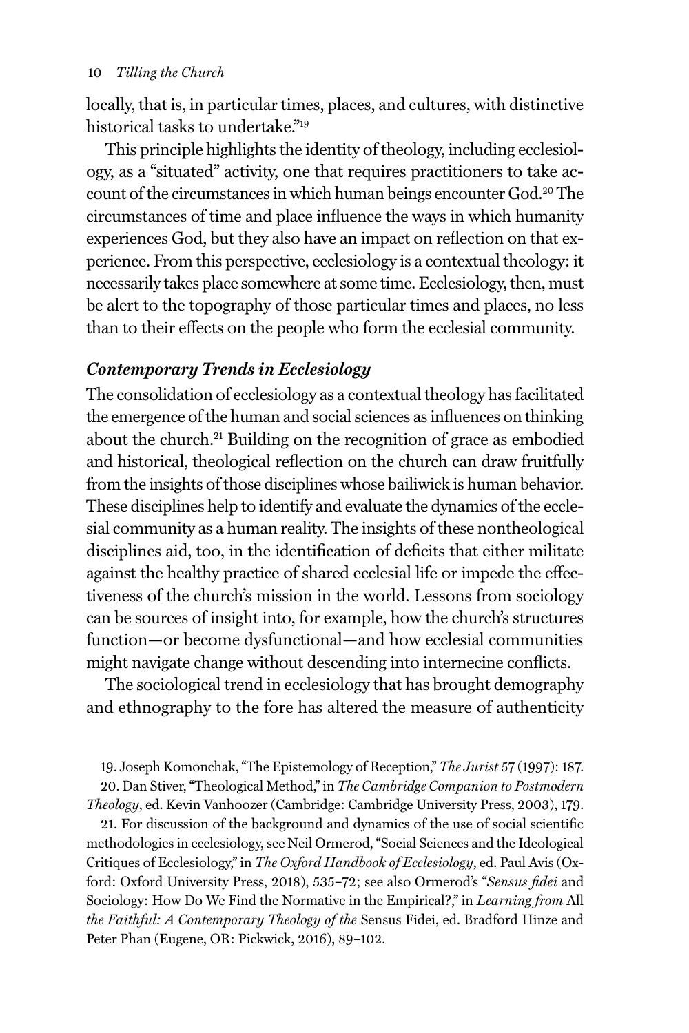locally, that is, in particular times, places, and cultures, with distinctive historical tasks to undertake."[19]

This principle highlights the identity of theology, including ecclesiology, as a "situated" activity, one that requires practitioners to take account of the circumstances in which human beings encounter God.[20] The circumstances of time and place influence the ways in which humanity experiences God, but they also have an impact on reflection on that experience. From this perspective, ecclesiology is a contextual theology: it necessarily takes place somewhere at some time. Ecclesiology, then, must be alert to the topography of those particular times and places, no less than to their effects on the people who form the ecclesial community.

### *Contemporary Trends in Ecclesiology*

The consolidation of ecclesiology as a contextual theology has facilitated the emergence of the human and social sciences as influences on thinking about the church.[21] Building on the recognition of grace as embodied and historical, theological reflection on the church can draw fruitfully from the insights of those disciplines whose bailiwick is human behavior. These disciplines help to identify and evaluate the dynamics of the ecclesial community as a human reality. The insights of these nontheological disciplines aid, too, in the identification of deficits that either militate against the healthy practice of shared ecclesial life or impede the effectiveness of the church's mission in the world. Lessons from sociology can be sources of insight into, for example, how the church's structures function—or become dysfunctional—and how ecclesial communities might navigate change without descending into internecine conflicts.

The sociological trend in ecclesiology that has brought demography and ethnography to the fore has altered the measure of authenticity

19. Joseph Komonchak, "The Epistemology of Reception," *The Jurist* 57 (1997): 187.

20. Dan Stiver, "Theological Method," in *The Cambridge Companion to Postmodern Theology*, ed. Kevin Vanhoozer (Cambridge: Cambridge University Press, 2003), 179.

21. For discussion of the background and dynamics of the use of social scientific methodologies in ecclesiology, see Neil Ormerod, "Social Sciences and the Ideological Critiques of Ecclesiology," in *The Oxford Handbook of Ecclesiology*, ed. Paul Avis (Oxford: Oxford University Press, 2018), 535–72; see also Ormerod's "*Sensus fidei* and Sociology: How Do We Find the Normative in the Empirical?," in *Learning from* All *the Faithful: A Contemporary Theology of the* Sensus Fidei, ed. Bradford Hinze and Peter Phan (Eugene, OR: Pickwick, 2016), 89–102.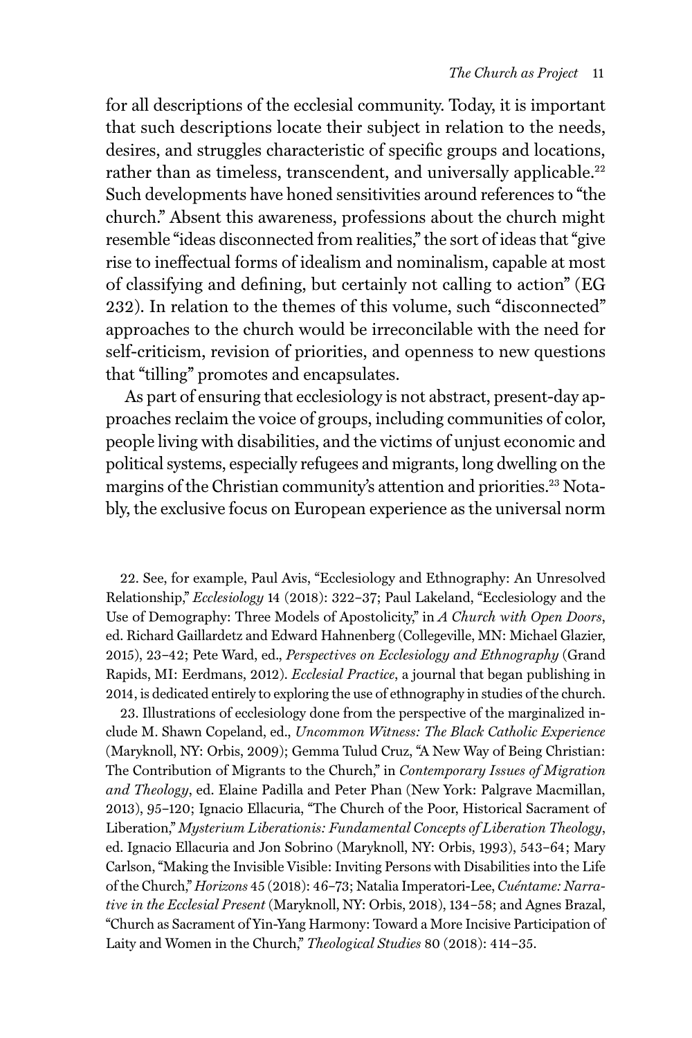for all descriptions of the ecclesial community. Today, it is important that such descriptions locate their subject in relation to the needs, desires, and struggles characteristic of specific groups and locations, rather than as timeless, transcendent, and universally applicable.[22] Such developments have honed sensitivities around references to "the church." Absent this awareness, professions about the church might resemble "ideas disconnected from realities," the sort of ideas that "give rise to ineffectual forms of idealism and nominalism, capable at most of classifying and defining, but certainly not calling to action" (EG 232). In relation to the themes of this volume, such "disconnected" approaches to the church would be irreconcilable with the need for self-criticism, revision of priorities, and openness to new questions that "tilling" promotes and encapsulates.

As part of ensuring that ecclesiology is not abstract, present-day approaches reclaim the voice of groups, including communities of color, people living with disabilities, and the victims of unjust economic and political systems, especially refugees and migrants, long dwelling on the margins of the Christian community's attention and priorities.[23] Notably, the exclusive focus on European experience as the universal norm

22. See, for example, Paul Avis, "Ecclesiology and Ethnography: An Unresolved Relationship," *Ecclesiology* 14 (2018): 322–37; Paul Lakeland, "Ecclesiology and the Use of Demography: Three Models of Apostolicity," in *A Church with Open Doors*, ed. Richard Gaillardetz and Edward Hahnenberg (Collegeville, MN: Michael Glazier, 2015), 23–42; Pete Ward, ed., *Perspectives on Ecclesiology and Ethnography* (Grand Rapids, MI: Eerdmans, 2012). *Ecclesial Practice*, a journal that began publishing in 2014, is dedicated entirely to exploring the use of ethnography in studies of the church.

23. Illustrations of ecclesiology done from the perspective of the marginalized include M. Shawn Copeland, ed., *Uncommon Witness: The Black Catholic Experience* (Maryknoll, NY: Orbis, 2009); Gemma Tulud Cruz, "A New Way of Being Christian: The Contribution of Migrants to the Church," in *Contemporary Issues of Migration and Theology*, ed. Elaine Padilla and Peter Phan (New York: Palgrave Macmillan, 2013), 95–120; Ignacio Ellacuria, "The Church of the Poor, Historical Sacrament of Liberation," *Mysterium Liberationis: Fundamental Concepts of Liberation Theology*, ed. Ignacio Ellacuria and Jon Sobrino (Maryknoll, NY: Orbis, 1993), 543–64; Mary Carlson, "Making the Invisible Visible: Inviting Persons with Disabilities into the Life of the Church," *Horizons* 45 (2018): 46–73; Natalia Imperatori-Lee, *Cuéntame: Narrative in the Ecclesial Present* (Maryknoll, NY: Orbis, 2018), 134–58; and Agnes Brazal, "Church as Sacrament of Yin-Yang Harmony: Toward a More Incisive Participation of Laity and Women in the Church," *Theological Studies* 80 (2018): 414–35.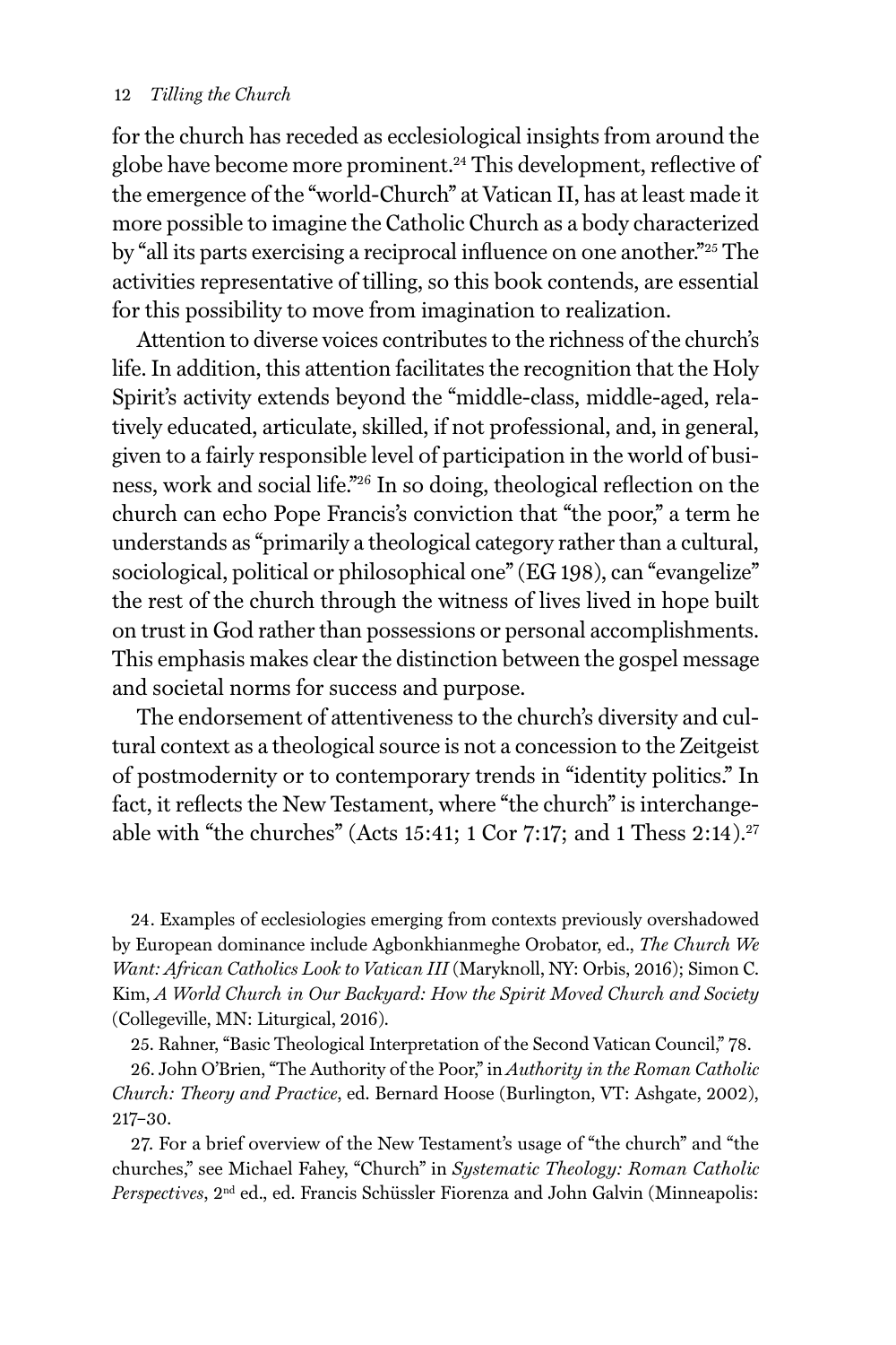for the church has receded as ecclesiological insights from around the globe have become more prominent.[24] This development, reflective of the emergence of the "world-Church" at Vatican II, has at least made it more possible to imagine the Catholic Church as a body characterized by "all its parts exercising a reciprocal influence on one another."[25] The activities representative of tilling, so this book contends, are essential for this possibility to move from imagination to realization.

Attention to diverse voices contributes to the richness of the church's life. In addition, this attention facilitates the recognition that the Holy Spirit's activity extends beyond the "middle-class, middle-aged, relatively educated, articulate, skilled, if not professional, and, in general, given to a fairly responsible level of participation in the world of business, work and social life."[26] In so doing, theological reflection on the church can echo Pope Francis's conviction that "the poor," a term he understands as "primarily a theological category rather than a cultural, sociological, political or philosophical one" (EG 198), can "evangelize" the rest of the church through the witness of lives lived in hope built on trust in God rather than possessions or personal accomplishments. This emphasis makes clear the distinction between the gospel message and societal norms for success and purpose.

The endorsement of attentiveness to the church's diversity and cultural context as a theological source is not a concession to the Zeitgeist of postmodernity or to contemporary trends in "identity politics." In fact, it reflects the New Testament, where "the church" is interchangeable with "the churches" (Acts 15:41; 1 Cor 7:17; and 1 Thess 2:14).[27]

24. Examples of ecclesiologies emerging from contexts previously overshadowed by European dominance include Agbonkhianmeghe Orobator, ed., *The Church We Want: African Catholics Look to Vatican III* (Maryknoll, NY: Orbis, 2016); Simon C. Kim, *A World Church in Our Backyard: How the Spirit Moved Church and Society* (Collegeville, MN: Liturgical, 2016).

25. Rahner, "Basic Theological Interpretation of the Second Vatican Council," 78.

26. John O'Brien, "The Authority of the Poor," in *Authority in the Roman Catholic Church: Theory and Practice*, ed. Bernard Hoose (Burlington, VT: Ashgate, 2002), 217–30.

27. For a brief overview of the New Testament's usage of "the church" and "the churches," see Michael Fahey, "Church" in *Systematic Theology: Roman Catholic Perspectives*, 2nd ed., ed. Francis Schüssler Fiorenza and John Galvin (Minneapolis: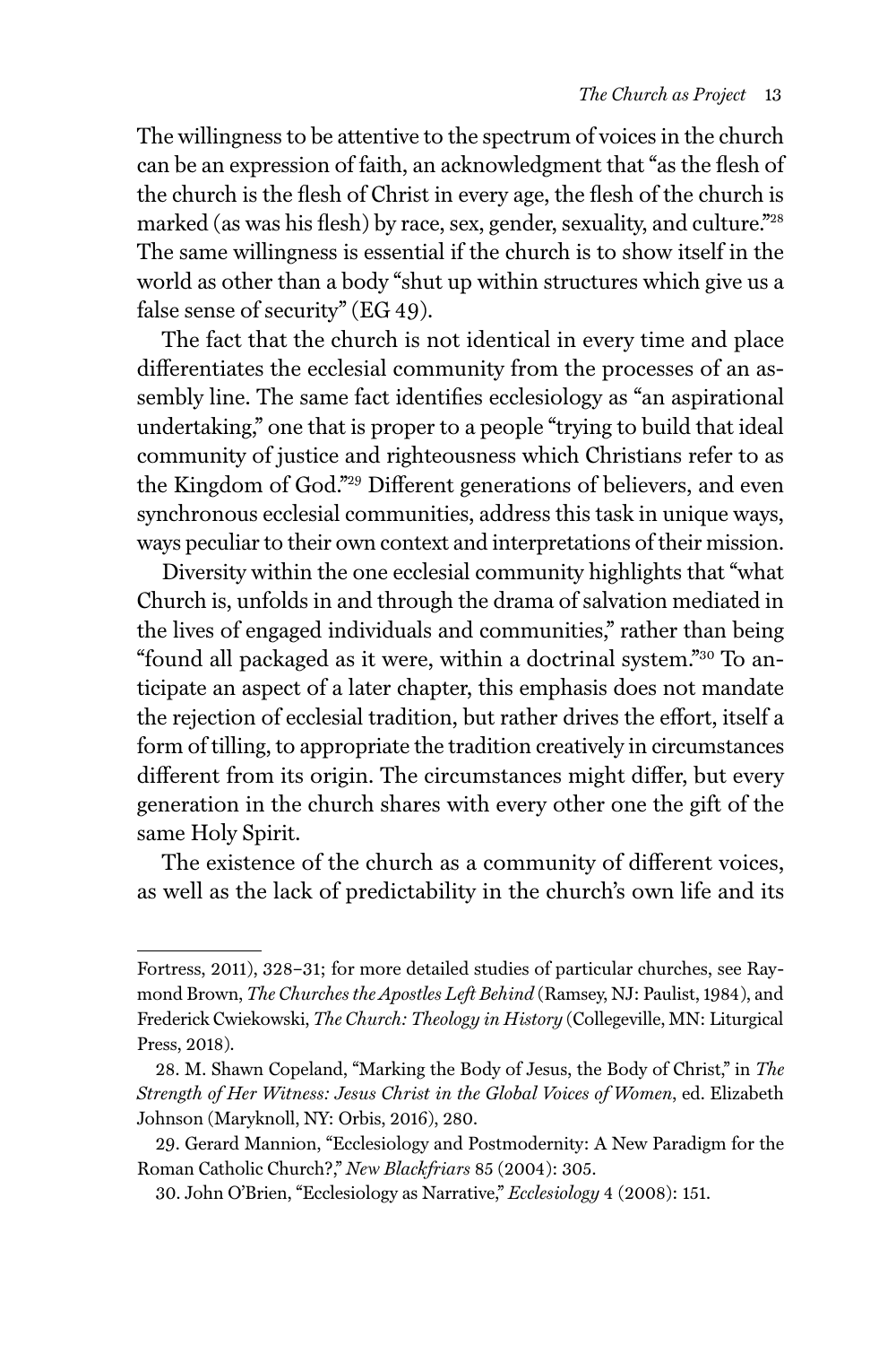The willingness to be attentive to the spectrum of voices in the church can be an expression of faith, an acknowledgment that "as the flesh of the church is the flesh of Christ in every age, the flesh of the church is marked (as was his flesh) by race, sex, gender, sexuality, and culture."[28] The same willingness is essential if the church is to show itself in the world as other than a body "shut up within structures which give us a false sense of security" (EG 49).

The fact that the church is not identical in every time and place differentiates the ecclesial community from the processes of an assembly line. The same fact identifies ecclesiology as "an aspirational undertaking," one that is proper to a people "trying to build that ideal community of justice and righteousness which Christians refer to as the Kingdom of God."[29] Different generations of believers, and even synchronous ecclesial communities, address this task in unique ways, ways peculiar to their own context and interpretations of their mission.

Diversity within the one ecclesial community highlights that "what Church is, unfolds in and through the drama of salvation mediated in the lives of engaged individuals and communities," rather than being "found all packaged as it were, within a doctrinal system."[30] To anticipate an aspect of a later chapter, this emphasis does not mandate the rejection of ecclesial tradition, but rather drives the effort, itself a form of tilling, to appropriate the tradition creatively in circumstances different from its origin. The circumstances might differ, but every generation in the church shares with every other one the gift of the same Holy Spirit.

The existence of the church as a community of different voices, as well as the lack of predictability in the church's own life and its

---

Fortress, 2011), 328–31; for more detailed studies of particular churches, see Raymond Brown, *The Churches the Apostles Left Behind* (Ramsey, NJ: Paulist, 1984), and Frederick Cwiekowski, *The Church: Theology in History* (Collegeville, MN: Liturgical Press, 2018).

28. M. Shawn Copeland, "Marking the Body of Jesus, the Body of Christ," in *The Strength of Her Witness: Jesus Christ in the Global Voices of Women*, ed. Elizabeth Johnson (Maryknoll, NY: Orbis, 2016), 280.

29. Gerard Mannion, "Ecclesiology and Postmodernity: A New Paradigm for the Roman Catholic Church?," *New Blackfriars* 85 (2004): 305.

30. John O'Brien, "Ecclesiology as Narrative," *Ecclesiology* 4 (2008): 151.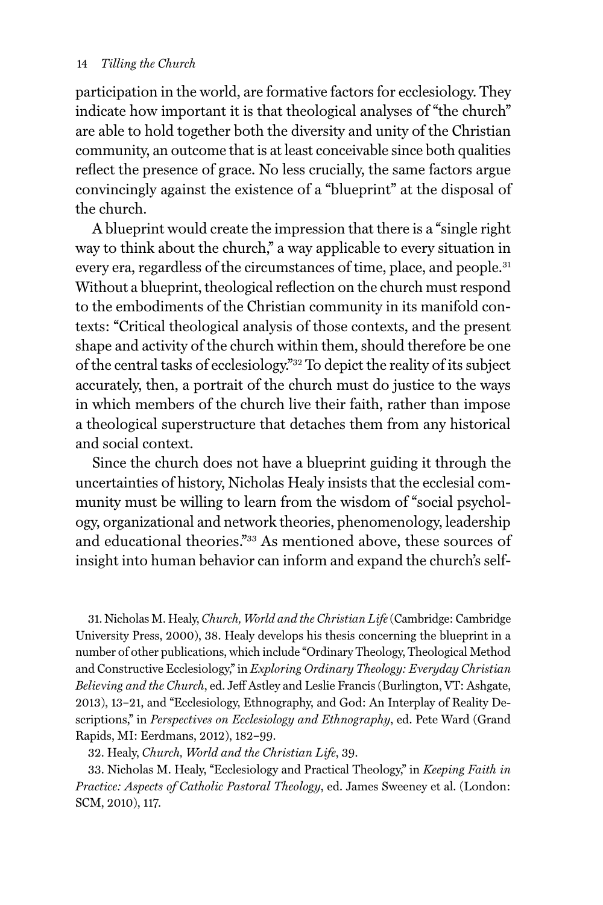participation in the world, are formative factors for ecclesiology. They indicate how important it is that theological analyses of "the church" are able to hold together both the diversity and unity of the Christian community, an outcome that is at least conceivable since both qualities reflect the presence of grace. No less crucially, the same factors argue convincingly against the existence of a "blueprint" at the disposal of the church.

A blueprint would create the impression that there is a "single right way to think about the church," a way applicable to every situation in every era, regardless of the circumstances of time, place, and people.[31] Without a blueprint, theological reflection on the church must respond to the embodiments of the Christian community in its manifold contexts: "Critical theological analysis of those contexts, and the present shape and activity of the church within them, should therefore be one of the central tasks of ecclesiology."[32] To depict the reality of its subject accurately, then, a portrait of the church must do justice to the ways in which members of the church live their faith, rather than impose a theological superstructure that detaches them from any historical and social context.

Since the church does not have a blueprint guiding it through the uncertainties of history, Nicholas Healy insists that the ecclesial community must be willing to learn from the wisdom of "social psychology, organizational and network theories, phenomenology, leadership and educational theories."[33] As mentioned above, these sources of insight into human behavior can inform and expand the church's self-

31. Nicholas M. Healy, *Church, World and the Christian Life* (Cambridge: Cambridge University Press, 2000), 38. Healy develops his thesis concerning the blueprint in a number of other publications, which include "Ordinary Theology, Theological Method and Constructive Ecclesiology," in *Exploring Ordinary Theology: Everyday Christian Believing and the Church*, ed. Jeff Astley and Leslie Francis (Burlington, VT: Ashgate, 2013), 13–21, and "Ecclesiology, Ethnography, and God: An Interplay of Reality Descriptions," in *Perspectives on Ecclesiology and Ethnography*, ed. Pete Ward (Grand Rapids, MI: Eerdmans, 2012), 182–99.

32. Healy, *Church, World and the Christian Life*, 39.

33. Nicholas M. Healy, "Ecclesiology and Practical Theology," in *Keeping Faith in Practice: Aspects of Catholic Pastoral Theology*, ed. James Sweeney et al. (London: SCM, 2010), 117.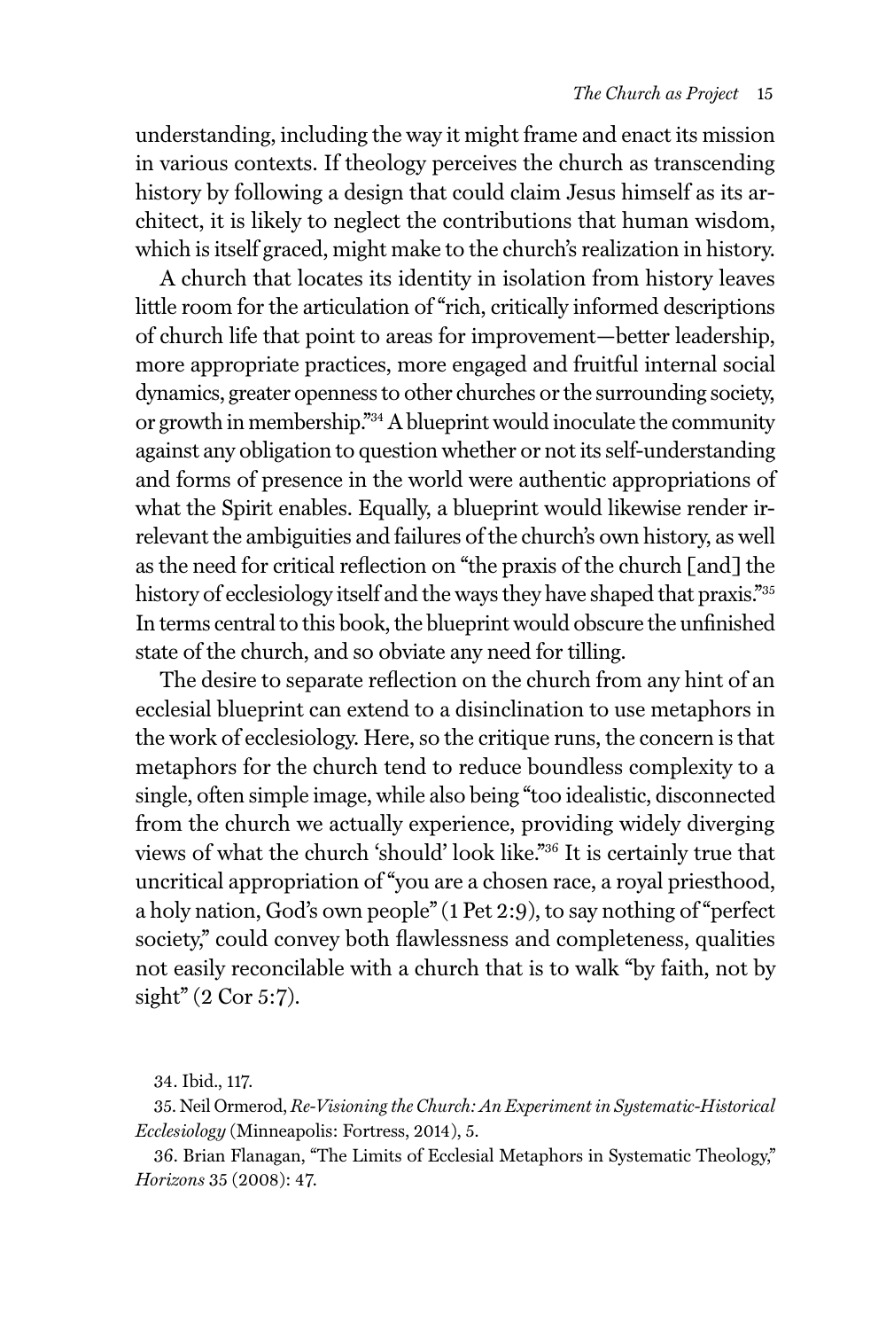understanding, including the way it might frame and enact its mission in various contexts. If theology perceives the church as transcending history by following a design that could claim Jesus himself as its architect, it is likely to neglect the contributions that human wisdom, which is itself graced, might make to the church's realization in history.

A church that locates its identity in isolation from history leaves little room for the articulation of "rich, critically informed descriptions of church life that point to areas for improvement—better leadership, more appropriate practices, more engaged and fruitful internal social dynamics, greater openness to other churches or the surrounding society, or growth in membership."[34] A blueprint would inoculate the community against any obligation to question whether or not its self-understanding and forms of presence in the world were authentic appropriations of what the Spirit enables. Equally, a blueprint would likewise render irrelevant the ambiguities and failures of the church's own history, as well as the need for critical reflection on "the praxis of the church [and] the history of ecclesiology itself and the ways they have shaped that praxis."[35] In terms central to this book, the blueprint would obscure the unfinished state of the church, and so obviate any need for tilling.

The desire to separate reflection on the church from any hint of an ecclesial blueprint can extend to a disinclination to use metaphors in the work of ecclesiology. Here, so the critique runs, the concern is that metaphors for the church tend to reduce boundless complexity to a single, often simple image, while also being "too idealistic, disconnected from the church we actually experience, providing widely diverging views of what the church 'should' look like."[36] It is certainly true that uncritical appropriation of "you are a chosen race, a royal priesthood, a holy nation, God's own people" (1 Pet 2:9), to say nothing of "perfect society," could convey both flawlessness and completeness, qualities not easily reconcilable with a church that is to walk "by faith, not by sight" (2 Cor 5:7).

34. Ibid., 117.

35. Neil Ormerod, *Re-Visioning the Church: An Experiment in Systematic-Historical Ecclesiology* (Minneapolis: Fortress, 2014), 5.

36. Brian Flanagan, "The Limits of Ecclesial Metaphors in Systematic Theology," *Horizons* 35 (2008): 47.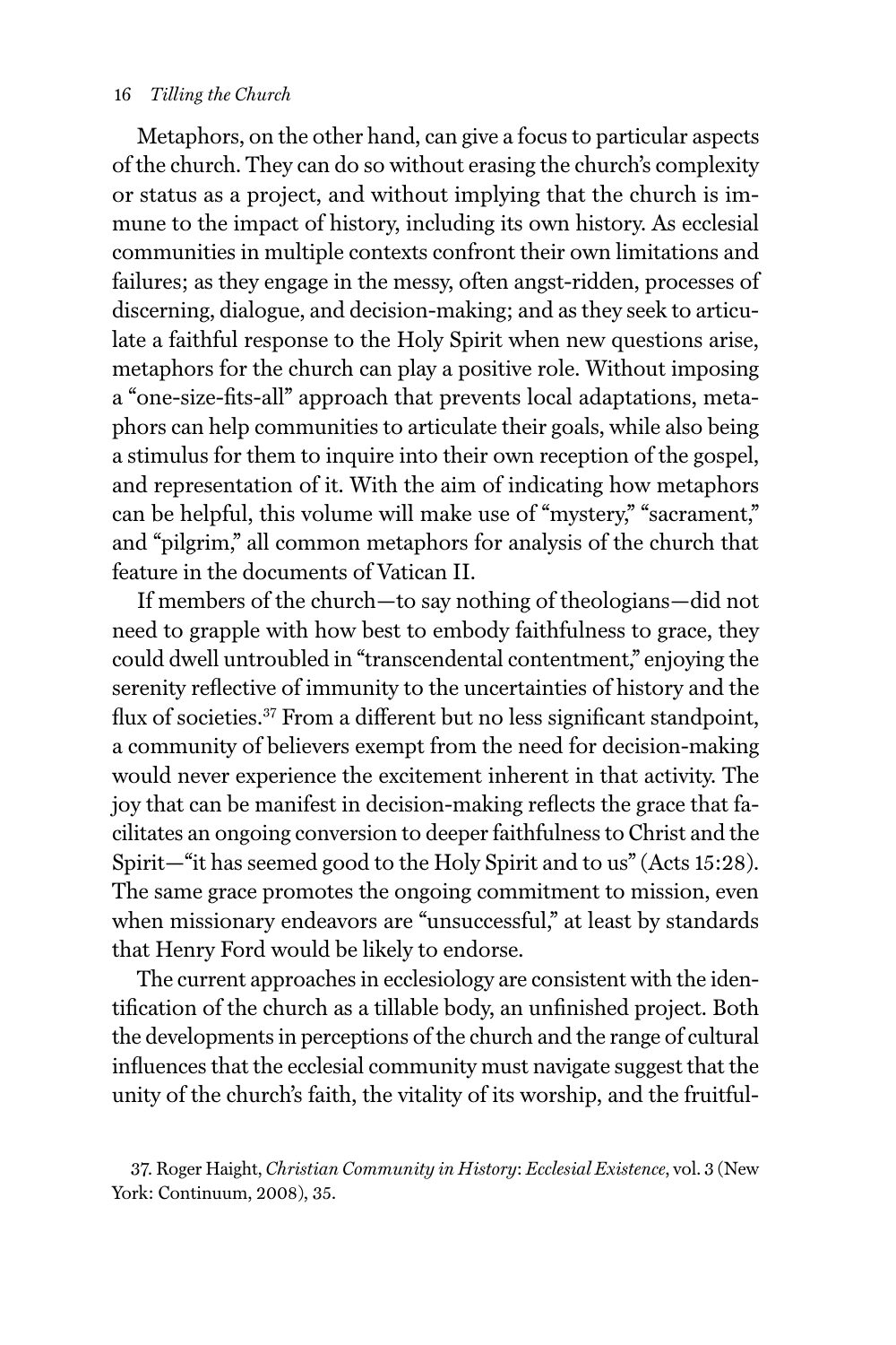Metaphors, on the other hand, can give a focus to particular aspects of the church. They can do so without erasing the church's complexity or status as a project, and without implying that the church is immune to the impact of history, including its own history. As ecclesial communities in multiple contexts confront their own limitations and failures; as they engage in the messy, often angst-ridden, processes of discerning, dialogue, and decision-making; and as they seek to articulate a faithful response to the Holy Spirit when new questions arise, metaphors for the church can play a positive role. Without imposing a "one-size-fits-all" approach that prevents local adaptations, metaphors can help communities to articulate their goals, while also being a stimulus for them to inquire into their own reception of the gospel, and representation of it. With the aim of indicating how metaphors can be helpful, this volume will make use of "mystery," "sacrament," and "pilgrim," all common metaphors for analysis of the church that feature in the documents of Vatican II.

If members of the church—to say nothing of theologians—did not need to grapple with how best to embody faithfulness to grace, they could dwell untroubled in "transcendental contentment," enjoying the serenity reflective of immunity to the uncertainties of history and the flux of societies.[37] From a different but no less significant standpoint, a community of believers exempt from the need for decision-making would never experience the excitement inherent in that activity. The joy that can be manifest in decision-making reflects the grace that facilitates an ongoing conversion to deeper faithfulness to Christ and the Spirit—"it has seemed good to the Holy Spirit and to us" (Acts 15:28). The same grace promotes the ongoing commitment to mission, even when missionary endeavors are "unsuccessful," at least by standards that Henry Ford would be likely to endorse.

The current approaches in ecclesiology are consistent with the identification of the church as a tillable body, an unfinished project. Both the developments in perceptions of the church and the range of cultural influences that the ecclesial community must navigate suggest that the unity of the church's faith, the vitality of its worship, and the fruitful-

37. Roger Haight, *Christian Community in History: Ecclesial Existence*, vol. 3 (New York: Continuum, 2008), 35.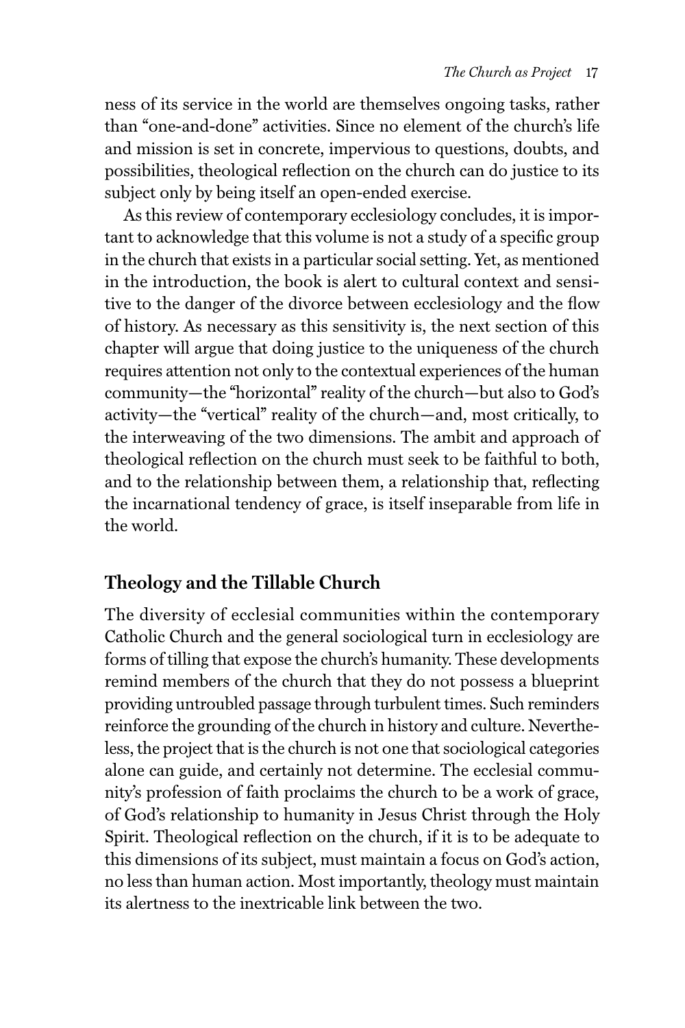ness of its service in the world are themselves ongoing tasks, rather than "one-and-done" activities. Since no element of the church's life and mission is set in concrete, impervious to questions, doubts, and possibilities, theological reflection on the church can do justice to its subject only by being itself an open-ended exercise.

As this review of contemporary ecclesiology concludes, it is important to acknowledge that this volume is not a study of a specific group in the church that exists in a particular social setting. Yet, as mentioned in the introduction, the book is alert to cultural context and sensitive to the danger of the divorce between ecclesiology and the flow of history. As necessary as this sensitivity is, the next section of this chapter will argue that doing justice to the uniqueness of the church requires attention not only to the contextual experiences of the human community—the "horizontal" reality of the church—but also to God's activity—the "vertical" reality of the church—and, most critically, to the interweaving of the two dimensions. The ambit and approach of theological reflection on the church must seek to be faithful to both, and to the relationship between them, a relationship that, reflecting the incarnational tendency of grace, is itself inseparable from life in the world.

## Theology and the Tillable Church

The diversity of ecclesial communities within the contemporary Catholic Church and the general sociological turn in ecclesiology are forms of tilling that expose the church's humanity. These developments remind members of the church that they do not possess a blueprint providing untroubled passage through turbulent times. Such reminders reinforce the grounding of the church in history and culture. Nevertheless, the project that is the church is not one that sociological categories alone can guide, and certainly not determine. The ecclesial community's profession of faith proclaims the church to be a work of grace, of God's relationship to humanity in Jesus Christ through the Holy Spirit. Theological reflection on the church, if it is to be adequate to this dimensions of its subject, must maintain a focus on God's action, no less than human action. Most importantly, theology must maintain its alertness to the inextricable link between the two.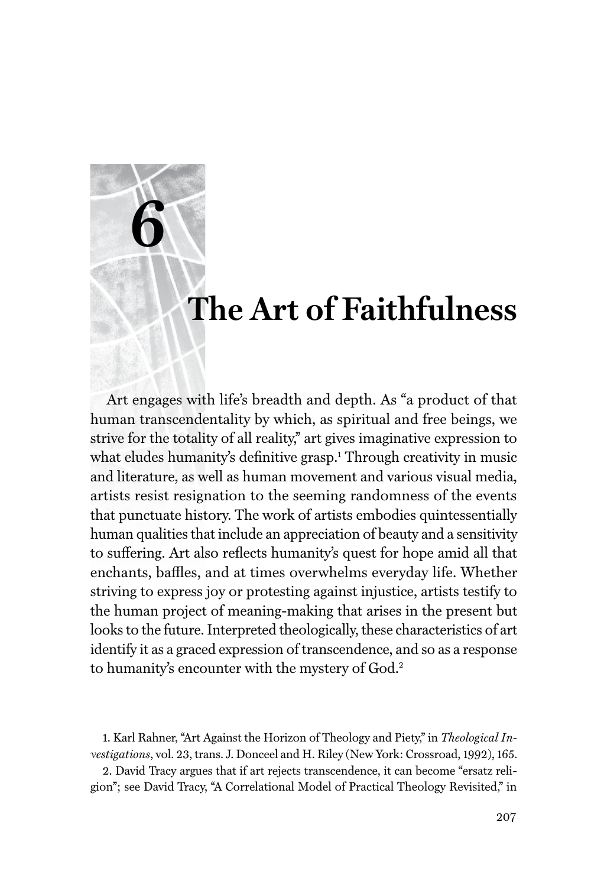# 6

# The Art of Faithfulness

Art engages with life's breadth and depth. As "a product of that human transcendentality by which, as spiritual and free beings, we strive for the totality of all reality," art gives imaginative expression to what eludes humanity's definitive grasp.[1] Through creativity in music and literature, as well as human movement and various visual media, artists resist resignation to the seeming randomness of the events that punctuate history. The work of artists embodies quintessentially human qualities that include an appreciation of beauty and a sensitivity to suffering. Art also reflects humanity's quest for hope amid all that enchants, baffles, and at times overwhelms everyday life. Whether striving to express joy or protesting against injustice, artists testify to the human project of meaning-making that arises in the present but looks to the future. Interpreted theologically, these characteristics of art identify it as a graced expression of transcendence, and so as a response to humanity's encounter with the mystery of God.[2]

1. Karl Rahner, "Art Against the Horizon of Theology and Piety," in *Theological Investigations*, vol. 23, trans. J. Donceel and H. Riley (New York: Crossroad, 1992), 165.

2. David Tracy argues that if art rejects transcendence, it can become "ersatz religion"; see David Tracy, "A Correlational Model of Practical Theology Revisited," in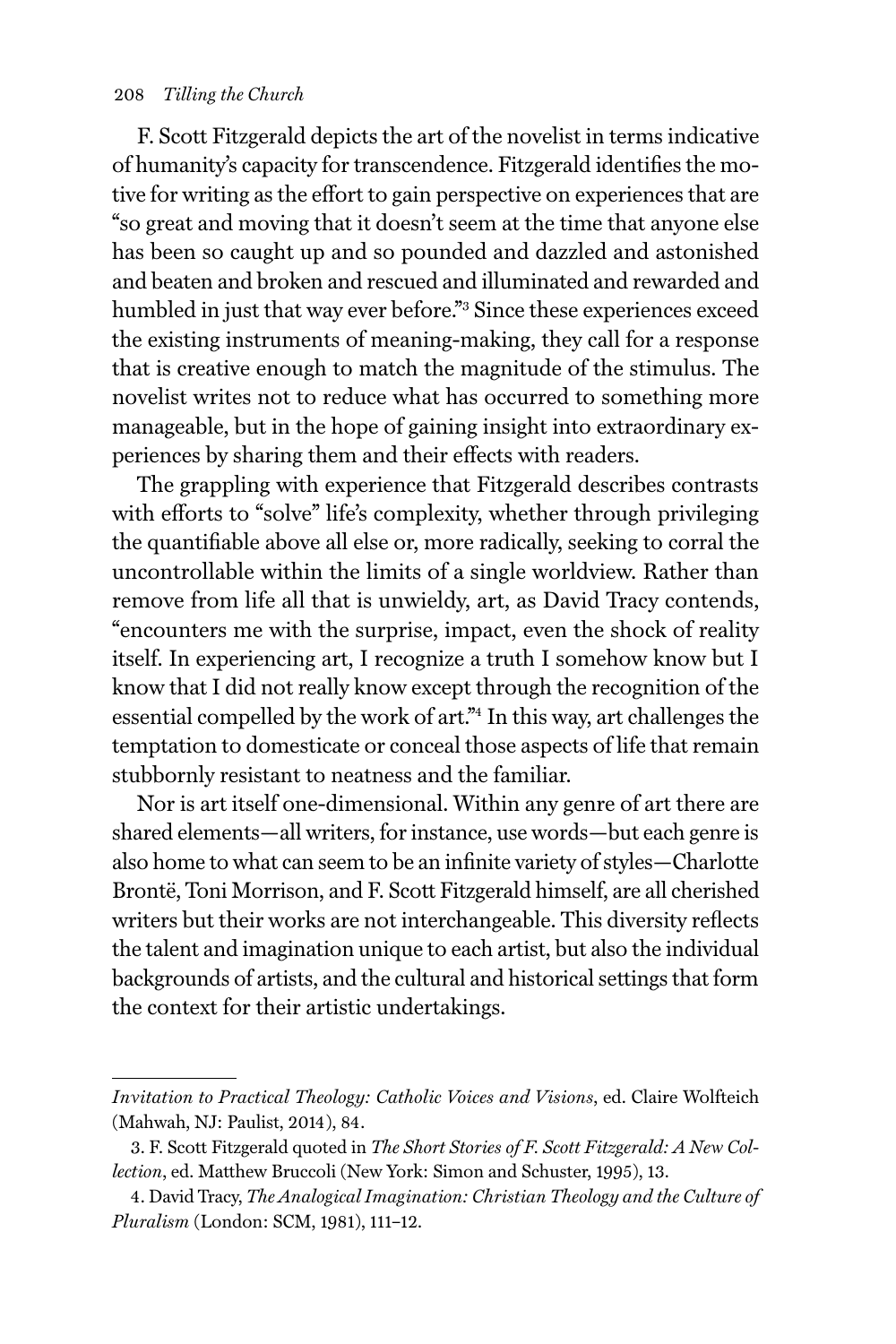F. Scott Fitzgerald depicts the art of the novelist in terms indicative of humanity's capacity for transcendence. Fitzgerald identifies the motive for writing as the effort to gain perspective on experiences that are "so great and moving that it doesn't seem at the time that anyone else has been so caught up and so pounded and dazzled and astonished and beaten and broken and rescued and illuminated and rewarded and humbled in just that way ever before."[3] Since these experiences exceed the existing instruments of meaning-making, they call for a response that is creative enough to match the magnitude of the stimulus. The novelist writes not to reduce what has occurred to something more manageable, but in the hope of gaining insight into extraordinary experiences by sharing them and their effects with readers.

The grappling with experience that Fitzgerald describes contrasts with efforts to "solve" life's complexity, whether through privileging the quantifiable above all else or, more radically, seeking to corral the uncontrollable within the limits of a single worldview. Rather than remove from life all that is unwieldy, art, as David Tracy contends, "encounters me with the surprise, impact, even the shock of reality itself. In experiencing art, I recognize a truth I somehow know but I know that I did not really know except through the recognition of the essential compelled by the work of art."[4] In this way, art challenges the temptation to domesticate or conceal those aspects of life that remain stubbornly resistant to neatness and the familiar.

Nor is art itself one-dimensional. Within any genre of art there are shared elements—all writers, for instance, use words—but each genre is also home to what can seem to be an infinite variety of styles—Charlotte Brontë, Toni Morrison, and F. Scott Fitzgerald himself, are all cherished writers but their works are not interchangeable. This diversity reflects the talent and imagination unique to each artist, but also the individual backgrounds of artists, and the cultural and historical settings that form the context for their artistic undertakings.

---

*Invitation to Practical Theology: Catholic Voices and Visions*, ed. Claire Wolfteich (Mahwah, NJ: Paulist, 2014), 84.

3. F. Scott Fitzgerald quoted in *The Short Stories of F. Scott Fitzgerald: A New Collection*, ed. Matthew Bruccoli (New York: Simon and Schuster, 1995), 13.

4. David Tracy, *The Analogical Imagination: Christian Theology and the Culture of Pluralism* (London: SCM, 1981), 111–12.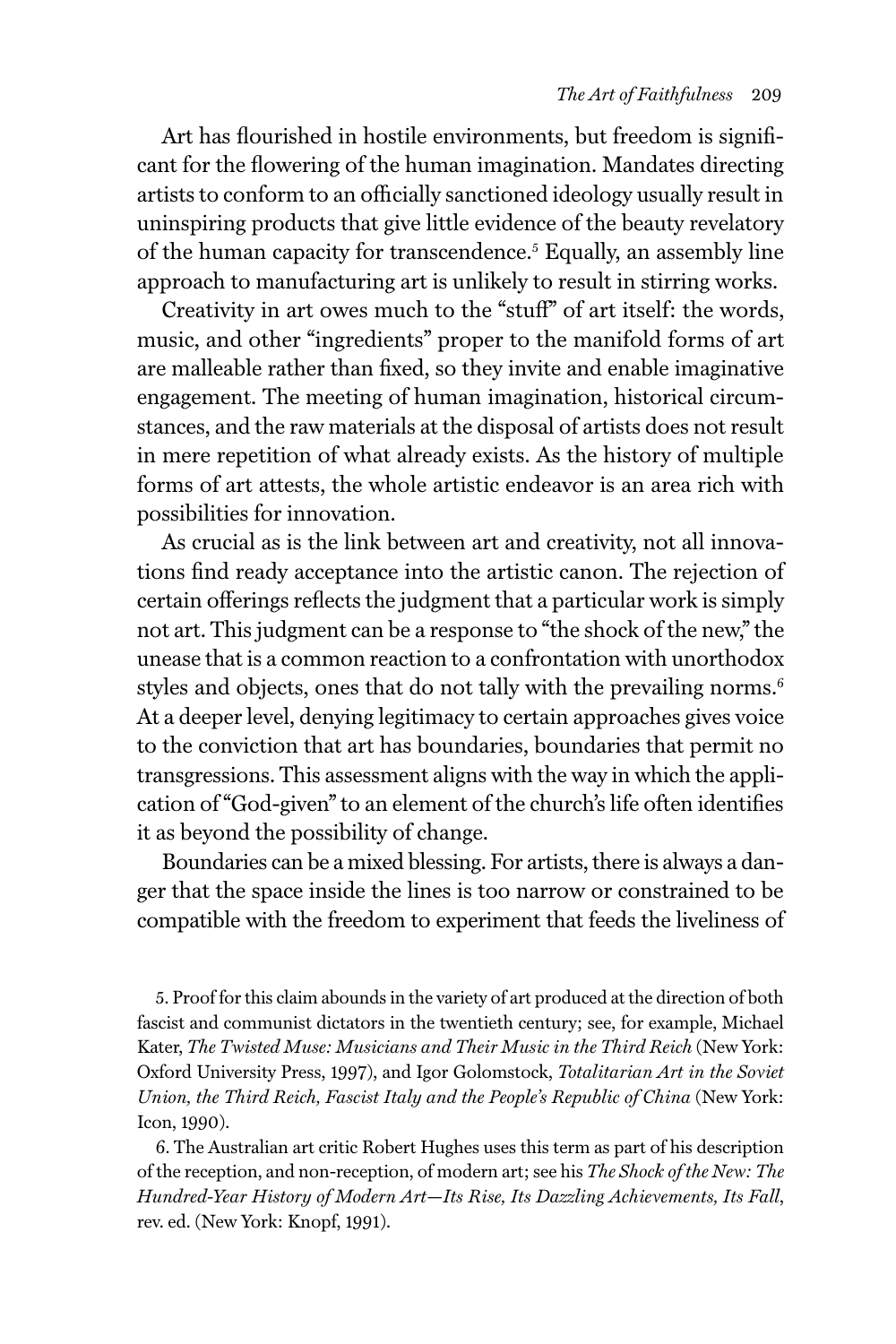Art has flourished in hostile environments, but freedom is significant for the flowering of the human imagination. Mandates directing artists to conform to an officially sanctioned ideology usually result in uninspiring products that give little evidence of the beauty revelatory of the human capacity for transcendence.[5] Equally, an assembly line approach to manufacturing art is unlikely to result in stirring works.

Creativity in art owes much to the "stuff" of art itself: the words, music, and other "ingredients" proper to the manifold forms of art are malleable rather than fixed, so they invite and enable imaginative engagement. The meeting of human imagination, historical circumstances, and the raw materials at the disposal of artists does not result in mere repetition of what already exists. As the history of multiple forms of art attests, the whole artistic endeavor is an area rich with possibilities for innovation.

As crucial as is the link between art and creativity, not all innovations find ready acceptance into the artistic canon. The rejection of certain offerings reflects the judgment that a particular work is simply not art. This judgment can be a response to "the shock of the new," the unease that is a common reaction to a confrontation with unorthodox styles and objects, ones that do not tally with the prevailing norms.[6] At a deeper level, denying legitimacy to certain approaches gives voice to the conviction that art has boundaries, boundaries that permit no transgressions. This assessment aligns with the way in which the application of "God-given" to an element of the church's life often identifies it as beyond the possibility of change.

Boundaries can be a mixed blessing. For artists, there is always a danger that the space inside the lines is too narrow or constrained to be compatible with the freedom to experiment that feeds the liveliness of

5. Proof for this claim abounds in the variety of art produced at the direction of both fascist and communist dictators in the twentieth century; see, for example, Michael Kater, *The Twisted Muse: Musicians and Their Music in the Third Reich* (New York: Oxford University Press, 1997), and Igor Golomstock, *Totalitarian Art in the Soviet Union, the Third Reich, Fascist Italy and the People's Republic of China* (New York: Icon, 1990).

6. The Australian art critic Robert Hughes uses this term as part of his description of the reception, and non-reception, of modern art; see his *The Shock of the New: The Hundred-Year History of Modern Art—Its Rise, Its Dazzling Achievements, Its Fall*, rev. ed. (New York: Knopf, 1991).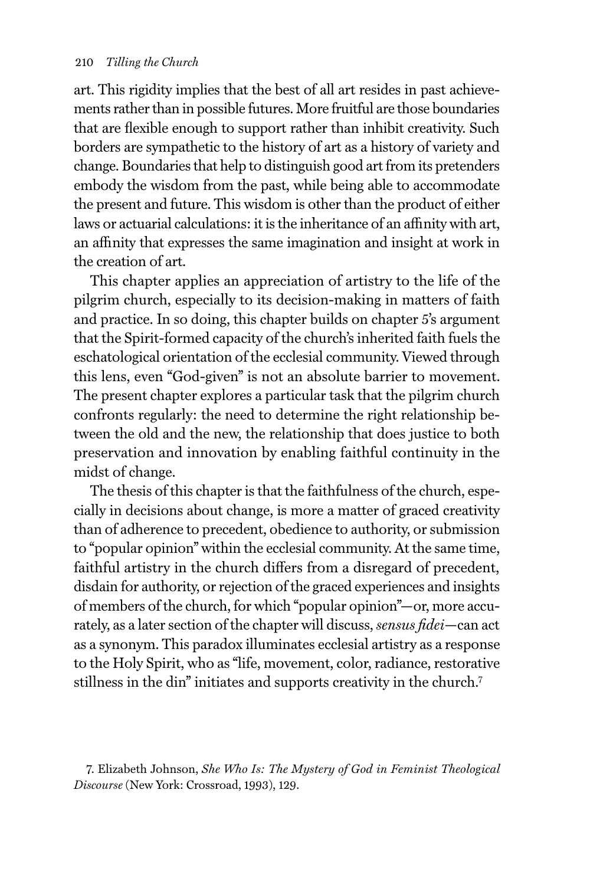art. This rigidity implies that the best of all art resides in past achievements rather than in possible futures. More fruitful are those boundaries that are flexible enough to support rather than inhibit creativity. Such borders are sympathetic to the history of art as a history of variety and change. Boundaries that help to distinguish good art from its pretenders embody the wisdom from the past, while being able to accommodate the present and future. This wisdom is other than the product of either laws or actuarial calculations: it is the inheritance of an affinity with art, an affinity that expresses the same imagination and insight at work in the creation of art.

This chapter applies an appreciation of artistry to the life of the pilgrim church, especially to its decision-making in matters of faith and practice. In so doing, this chapter builds on chapter 5's argument that the Spirit-formed capacity of the church's inherited faith fuels the eschatological orientation of the ecclesial community. Viewed through this lens, even "God-given" is not an absolute barrier to movement. The present chapter explores a particular task that the pilgrim church confronts regularly: the need to determine the right relationship between the old and the new, the relationship that does justice to both preservation and innovation by enabling faithful continuity in the midst of change.

The thesis of this chapter is that the faithfulness of the church, especially in decisions about change, is more a matter of graced creativity than of adherence to precedent, obedience to authority, or submission to "popular opinion" within the ecclesial community. At the same time, faithful artistry in the church differs from a disregard of precedent, disdain for authority, or rejection of the graced experiences and insights of members of the church, for which "popular opinion"—or, more accurately, as a later section of the chapter will discuss, *sensus fidei*—can act as a synonym. This paradox illuminates ecclesial artistry as a response to the Holy Spirit, who as "life, movement, color, radiance, restorative stillness in the din" initiates and supports creativity in the church.[7]

7. Elizabeth Johnson, *She Who Is: The Mystery of God in Feminist Theological Discourse* (New York: Crossroad, 1993), 129.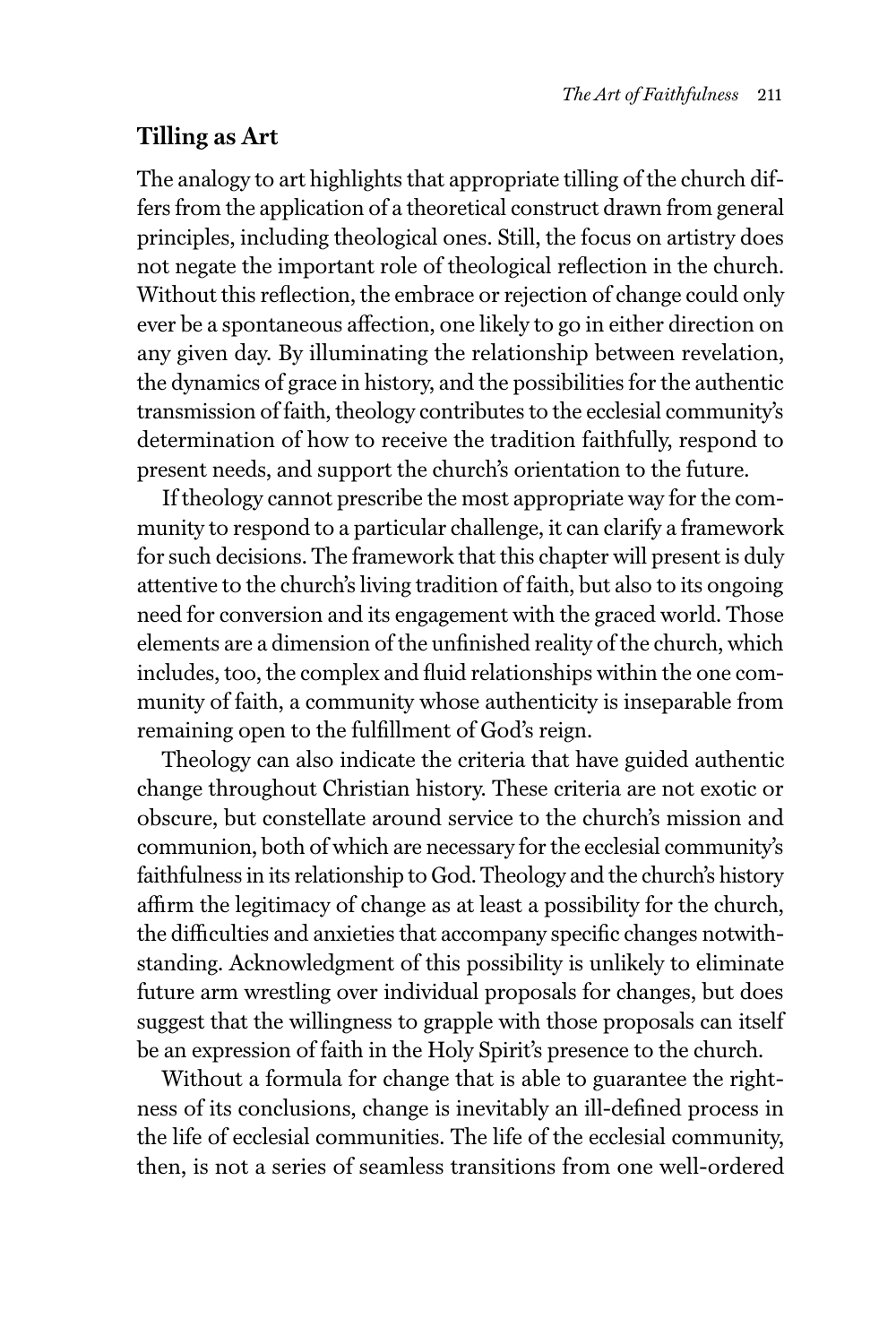## Tilling as Art

The analogy to art highlights that appropriate tilling of the church differs from the application of a theoretical construct drawn from general principles, including theological ones. Still, the focus on artistry does not negate the important role of theological reflection in the church. Without this reflection, the embrace or rejection of change could only ever be a spontaneous affection, one likely to go in either direction on any given day. By illuminating the relationship between revelation, the dynamics of grace in history, and the possibilities for the authentic transmission of faith, theology contributes to the ecclesial community's determination of how to receive the tradition faithfully, respond to present needs, and support the church's orientation to the future.

If theology cannot prescribe the most appropriate way for the community to respond to a particular challenge, it can clarify a framework for such decisions. The framework that this chapter will present is duly attentive to the church's living tradition of faith, but also to its ongoing need for conversion and its engagement with the graced world. Those elements are a dimension of the unfinished reality of the church, which includes, too, the complex and fluid relationships within the one community of faith, a community whose authenticity is inseparable from remaining open to the fulfillment of God's reign.

Theology can also indicate the criteria that have guided authentic change throughout Christian history. These criteria are not exotic or obscure, but constellate around service to the church's mission and communion, both of which are necessary for the ecclesial community's faithfulness in its relationship to God. Theology and the church's history affirm the legitimacy of change as at least a possibility for the church, the difficulties and anxieties that accompany specific changes notwithstanding. Acknowledgment of this possibility is unlikely to eliminate future arm wrestling over individual proposals for changes, but does suggest that the willingness to grapple with those proposals can itself be an expression of faith in the Holy Spirit's presence to the church.

Without a formula for change that is able to guarantee the rightness of its conclusions, change is inevitably an ill-defined process in the life of ecclesial communities. The life of the ecclesial community, then, is not a series of seamless transitions from one well-ordered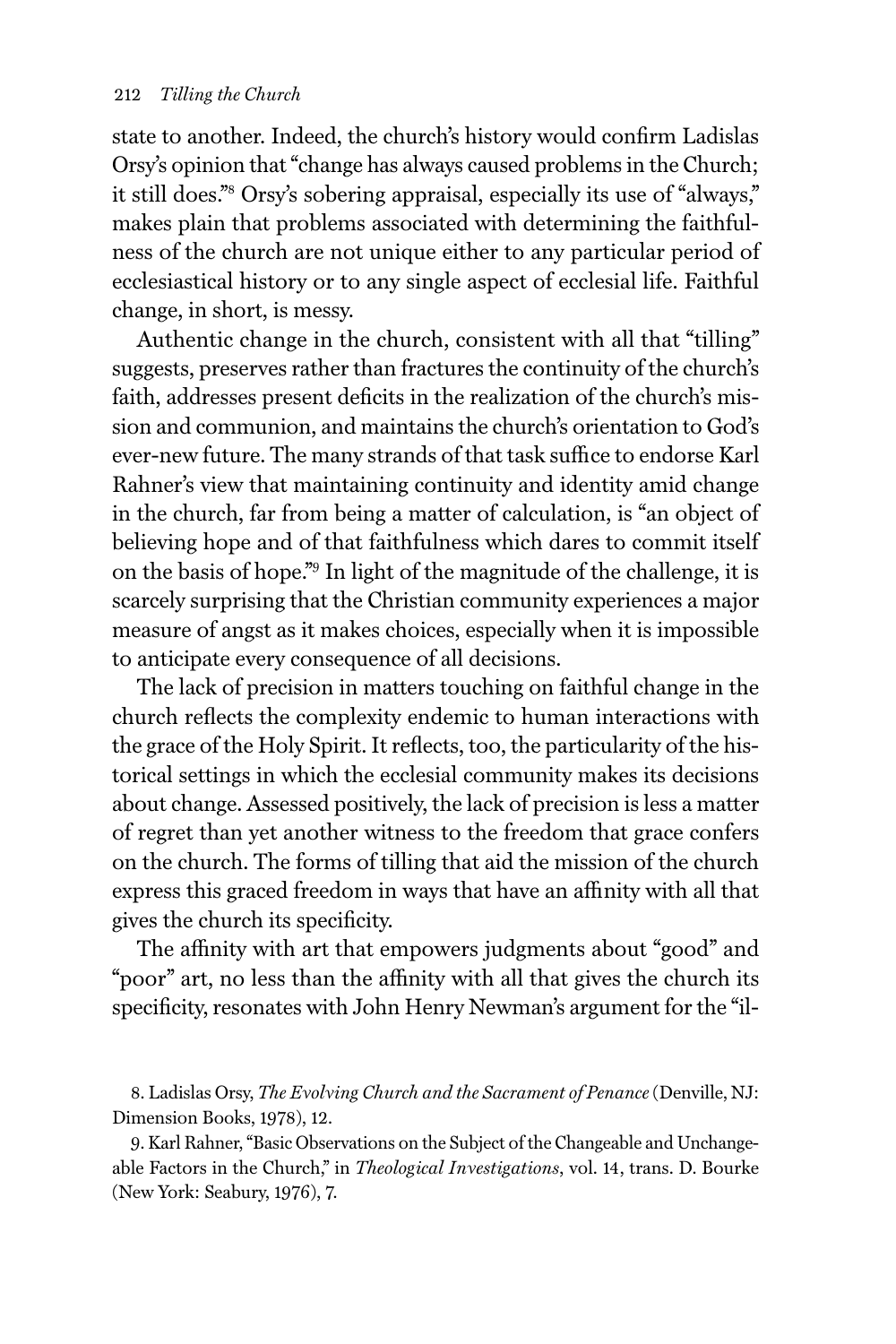state to another. Indeed, the church's history would confirm Ladislas Orsy's opinion that "change has always caused problems in the Church; it still does."[8] Orsy's sobering appraisal, especially its use of "always," makes plain that problems associated with determining the faithfulness of the church are not unique either to any particular period of ecclesiastical history or to any single aspect of ecclesial life. Faithful change, in short, is messy.

Authentic change in the church, consistent with all that "tilling" suggests, preserves rather than fractures the continuity of the church's faith, addresses present deficits in the realization of the church's mission and communion, and maintains the church's orientation to God's ever-new future. The many strands of that task suffice to endorse Karl Rahner's view that maintaining continuity and identity amid change in the church, far from being a matter of calculation, is "an object of believing hope and of that faithfulness which dares to commit itself on the basis of hope."[9] In light of the magnitude of the challenge, it is scarcely surprising that the Christian community experiences a major measure of angst as it makes choices, especially when it is impossible to anticipate every consequence of all decisions.

The lack of precision in matters touching on faithful change in the church reflects the complexity endemic to human interactions with the grace of the Holy Spirit. It reflects, too, the particularity of the historical settings in which the ecclesial community makes its decisions about change. Assessed positively, the lack of precision is less a matter of regret than yet another witness to the freedom that grace confers on the church. The forms of tilling that aid the mission of the church express this graced freedom in ways that have an affinity with all that gives the church its specificity.

The affinity with art that empowers judgments about "good" and "poor" art, no less than the affinity with all that gives the church its specificity, resonates with John Henry Newman's argument for the "il-

8. Ladislas Orsy, *The Evolving Church and the Sacrament of Penance* (Denville, NJ: Dimension Books, 1978), 12.

9. Karl Rahner, "Basic Observations on the Subject of the Changeable and Unchangeable Factors in the Church," in *Theological Investigations*, vol. 14, trans. D. Bourke (New York: Seabury, 1976), 7.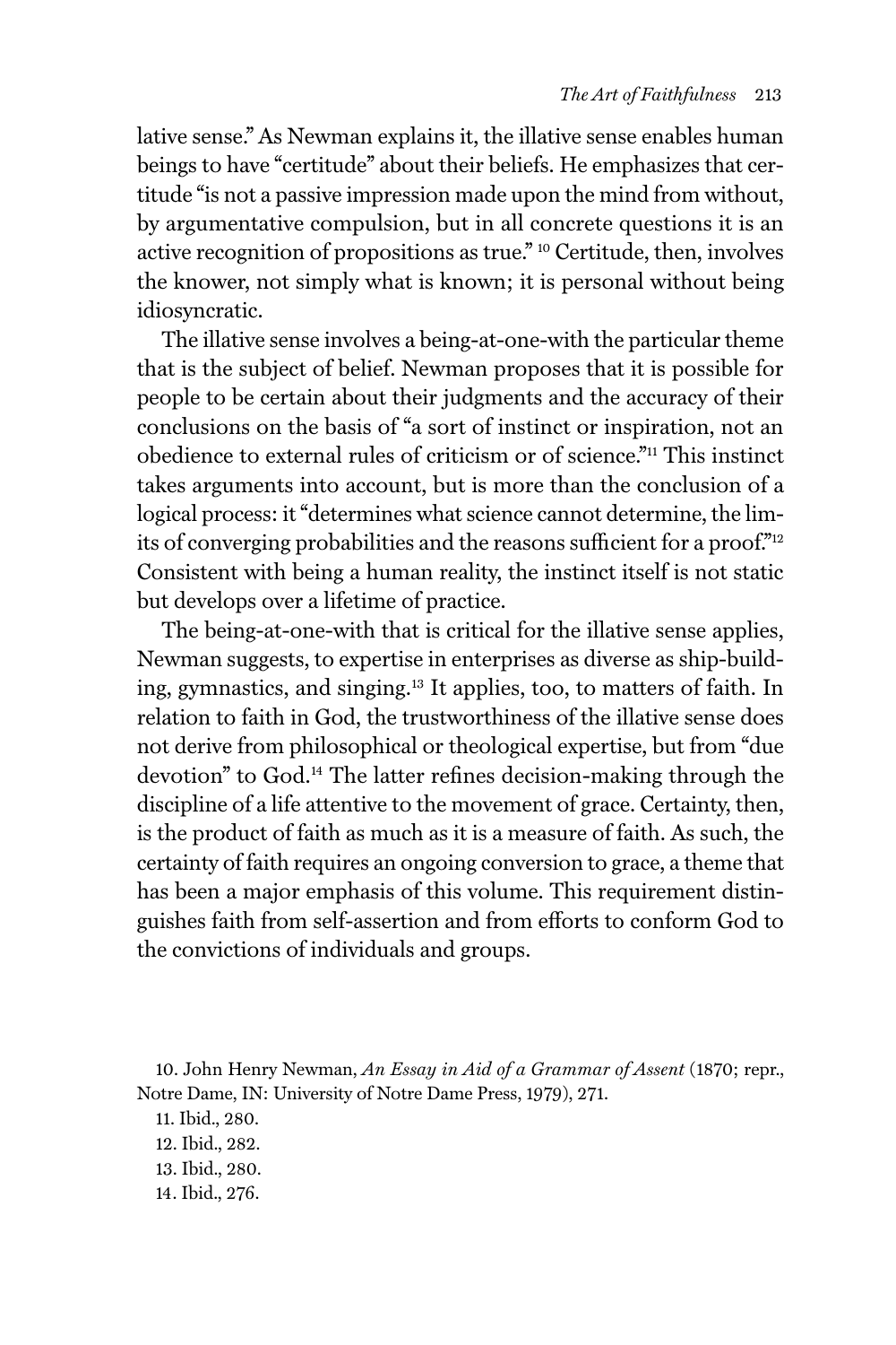lative sense." As Newman explains it, the illative sense enables human beings to have "certitude" about their beliefs. He emphasizes that certitude "is not a passive impression made upon the mind from without, by argumentative compulsion, but in all concrete questions it is an active recognition of propositions as true." [10] Certitude, then, involves the knower, not simply what is known; it is personal without being idiosyncratic.

The illative sense involves a being-at-one-with the particular theme that is the subject of belief. Newman proposes that it is possible for people to be certain about their judgments and the accuracy of their conclusions on the basis of "a sort of instinct or inspiration, not an obedience to external rules of criticism or of science."[11] This instinct takes arguments into account, but is more than the conclusion of a logical process: it "determines what science cannot determine, the limits of converging probabilities and the reasons sufficient for a proof."[12] Consistent with being a human reality, the instinct itself is not static but develops over a lifetime of practice.

The being-at-one-with that is critical for the illative sense applies, Newman suggests, to expertise in enterprises as diverse as ship-building, gymnastics, and singing.[13] It applies, too, to matters of faith. In relation to faith in God, the trustworthiness of the illative sense does not derive from philosophical or theological expertise, but from "due devotion" to God.[14] The latter refines decision-making through the discipline of a life attentive to the movement of grace. Certainty, then, is the product of faith as much as it is a measure of faith. As such, the certainty of faith requires an ongoing conversion to grace, a theme that has been a major emphasis of this volume. This requirement distinguishes faith from self-assertion and from efforts to conform God to the convictions of individuals and groups.

10. John Henry Newman, *An Essay in Aid of a Grammar of Assent* (1870; repr., Notre Dame, IN: University of Notre Dame Press, 1979), 271.

11. Ibid., 280.

12. Ibid., 282.

13. Ibid., 280.

14. Ibid., 276.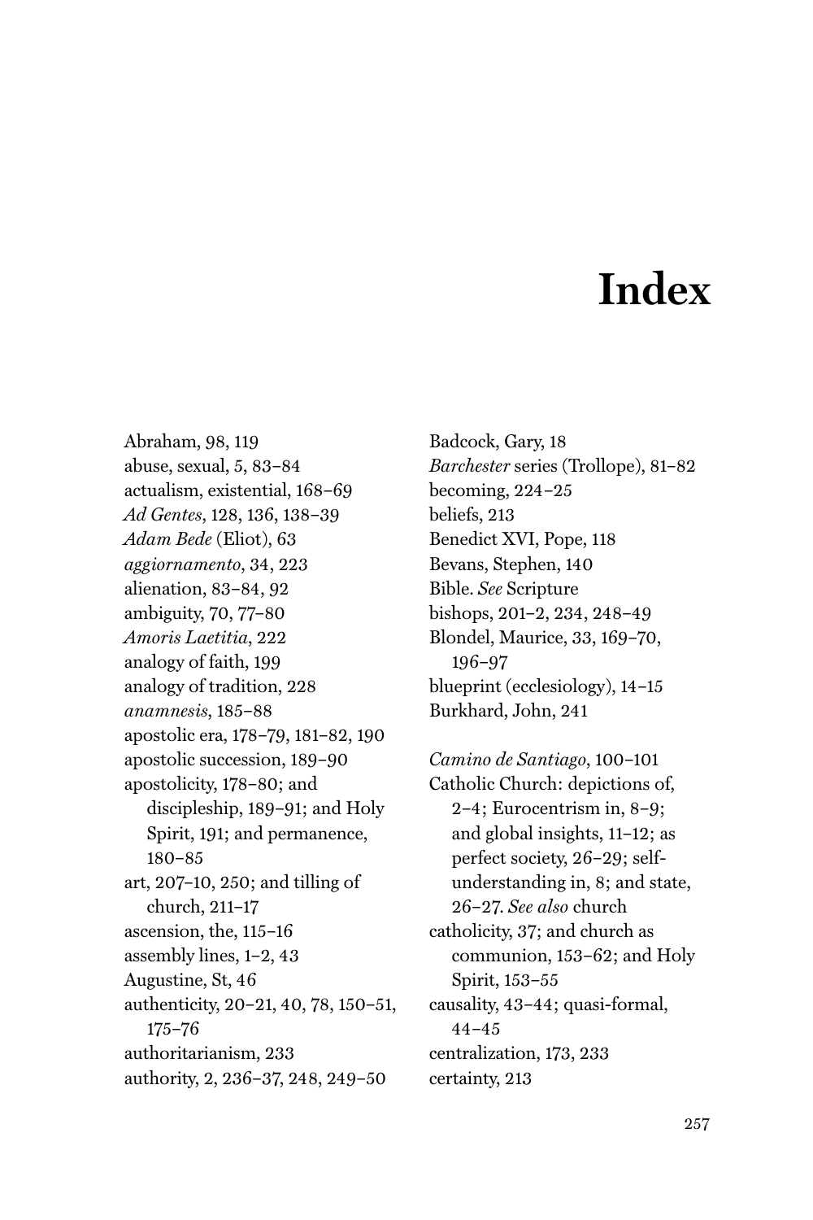# Index

Abraham, 98, 119
abuse, sexual, 5, 83–84
actualism, existential, 168–69
*Ad Gentes*, 128, 136, 138–39
*Adam Bede* (Eliot), 63
*aggiornamento*, 34, 223
alienation, 83–84, 92
ambiguity, 70, 77–80
*Amoris Laetitia*, 222
analogy of faith, 199
analogy of tradition, 228
*anamnesis*, 185–88
apostolic era, 178–79, 181–82, 190
apostolic succession, 189–90
apostolicity, 178–80; and discipleship, 189–91; and Holy Spirit, 191; and permanence, 180–85
art, 207–10, 250; and tilling of church, 211–17
ascension, the, 115–16
assembly lines, 1–2, 43
Augustine, St, 46
authenticity, 20–21, 40, 78, 150–51, 175–76
authoritarianism, 233
authority, 2, 236–37, 248, 249–50

Badcock, Gary, 18
*Barchester* series (Trollope), 81–82
becoming, 224–25
beliefs, 213
Benedict XVI, Pope, 118
Bevans, Stephen, 140
Bible. *See* Scripture
bishops, 201–2, 234, 248–49
Blondel, Maurice, 33, 169–70, 196–97
blueprint (ecclesiology), 14–15
Burkhard, John, 241

*Camino de Santiago*, 100–101
Catholic Church: depictions of, 2–4; Eurocentrism in, 8–9; and global insights, 11–12; as perfect society, 26–29; self-understanding in, 8; and state, 26–27. *See also* church
catholicity, 37; and church as communion, 153–62; and Holy Spirit, 153–55
causality, 43–44; quasi-formal, 44–45
centralization, 173, 233
certainty, 213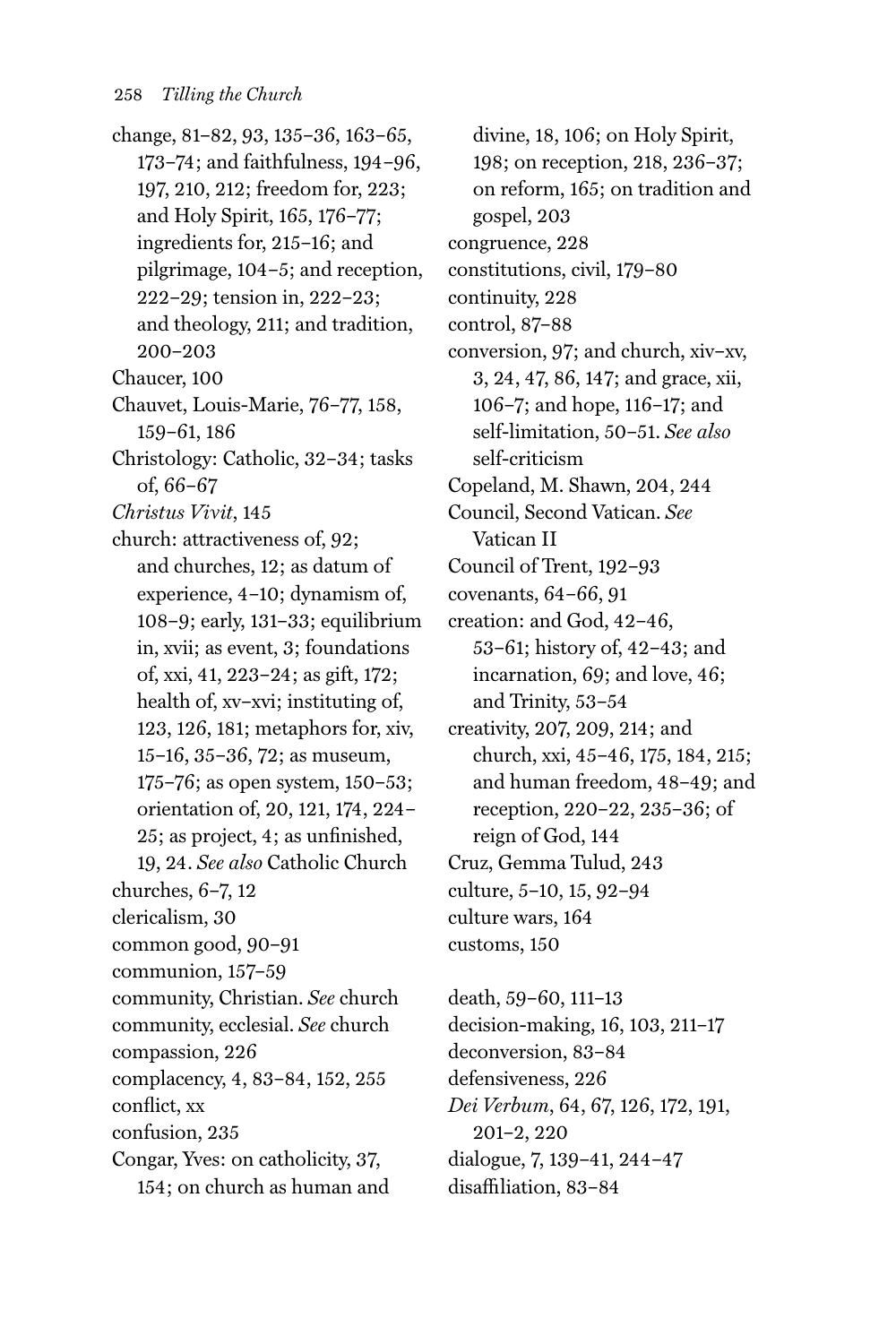change, 81–82, 93, 135–36, 163–65, 173–74; and faithfulness, 194–96, 197, 210, 212; freedom for, 223; and Holy Spirit, 165, 176–77; ingredients for, 215–16; and pilgrimage, 104–5; and reception, 222–29; tension in, 222–23; and theology, 211; and tradition, 200–203

Chaucer, 100

Chauvet, Louis-Marie, 76–77, 158, 159–61, 186

Christology: Catholic, 32–34; tasks of, 66–67

*Christus Vivit*, 145

church: attractiveness of, 92; and churches, 12; as datum of experience, 4–10; dynamism of, 108–9; early, 131–33; equilibrium in, xvii; as event, 3; foundations of, xxi, 41, 223–24; as gift, 172; health of, xv–xvi; instituting of, 123, 126, 181; metaphors for, xiv, 15–16, 35–36, 72; as museum, 175–76; as open system, 150–53; orientation of, 20, 121, 174, 224–25; as project, 4; as unfinished, 19, 24. *See also* Catholic Church

churches, 6–7, 12

clericalism, 30

common good, 90–91

communion, 157–59

community, Christian. *See* church

community, ecclesial. *See* church

compassion, 226

complacency, 4, 83–84, 152, 255

conflict, xx

confusion, 235

Congar, Yves: on catholicity, 37, 154; on church as human and divine, 18, 106; on Holy Spirit, 198; on reception, 218, 236–37; on reform, 165; on tradition and gospel, 203

congruence, 228

constitutions, civil, 179–80

continuity, 228

control, 87–88

conversion, 97; and church, xiv–xv, 3, 24, 47, 86, 147; and grace, xii, 106–7; and hope, 116–17; and self-limitation, 50–51. *See also* self-criticism

Copeland, M. Shawn, 204, 244

Council, Second Vatican. *See* Vatican II

Council of Trent, 192–93

covenants, 64–66, 91

creation: and God, 42–46, 53–61; history of, 42–43; and incarnation, 69; and love, 46; and Trinity, 53–54

creativity, 207, 209, 214; and church, xxi, 45–46, 175, 184, 215; and human freedom, 48–49; and reception, 220–22, 235–36; of reign of God, 144

Cruz, Gemma Tulud, 243

culture, 5–10, 15, 92–94

culture wars, 164

customs, 150

death, 59–60, 111–13

decision-making, 16, 103, 211–17

deconversion, 83–84

defensiveness, 226

*Dei Verbum*, 64, 67, 126, 172, 191, 201–2, 220

dialogue, 7, 139–41, 244–47

disaffiliation, 83–84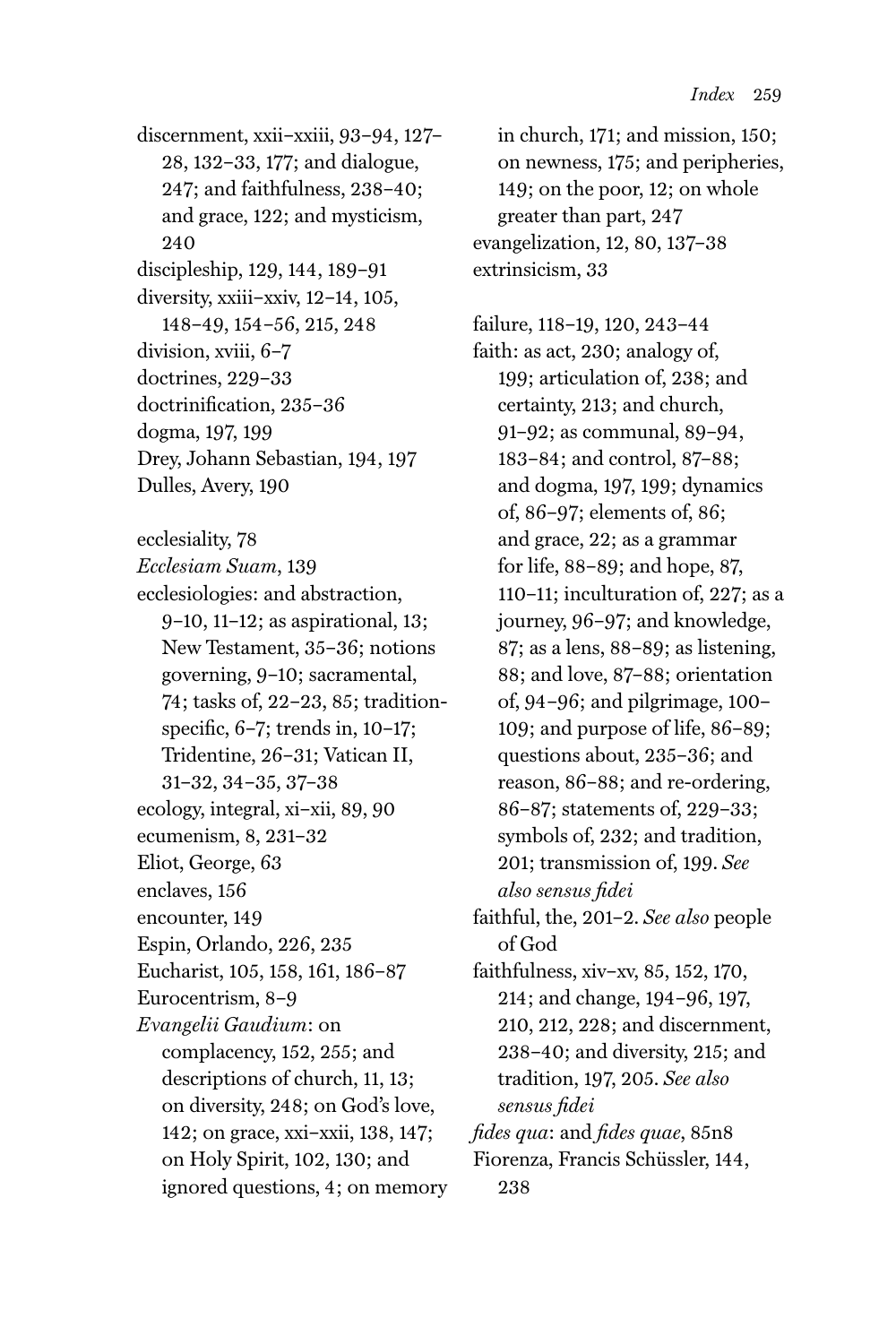discernment, xxii–xxiii, 93–94, 127–28, 132–33, 177; and dialogue, 247; and faithfulness, 238–40; and grace, 122; and mysticism, 240

discipleship, 129, 144, 189–91

diversity, xxiii–xxiv, 12–14, 105, 148–49, 154–56, 215, 248

division, xviii, 6–7

doctrines, 229–33

doctrinification, 235–36

dogma, 197, 199

Drey, Johann Sebastian, 194, 197

Dulles, Avery, 190

ecclesiality, 78

*Ecclesiam Suam*, 139

ecclesiologies: and abstraction, 9–10, 11–12; as aspirational, 13; New Testament, 35–36; notions governing, 9–10; sacramental, 74; tasks of, 22–23, 85; tradition-specific, 6–7; trends in, 10–17; Tridentine, 26–31; Vatican II, 31–32, 34–35, 37–38

ecology, integral, xi–xii, 89, 90

ecumenism, 8, 231–32

Eliot, George, 63

enclaves, 156

encounter, 149

Espin, Orlando, 226, 235

Eucharist, 105, 158, 161, 186–87

Eurocentrism, 8–9

*Evangelii Gaudium*: on complacency, 152, 255; and descriptions of church, 11, 13; on diversity, 248; on God's love, 142; on grace, xxi–xxii, 138, 147; on Holy Spirit, 102, 130; and ignored questions, 4; on memory in church, 171; and mission, 150; on newness, 175; and peripheries, 149; on the poor, 12; on whole greater than part, 247

evangelization, 12, 80, 137–38

extrinsicism, 33

failure, 118–19, 120, 243–44

faith: as act, 230; analogy of, 199; articulation of, 238; and certainty, 213; and church, 91–92; as communal, 89–94, 183–84; and control, 87–88; and dogma, 197, 199; dynamics of, 86–97; elements of, 86; and grace, 22; as a grammar for life, 88–89; and hope, 87, 110–11; inculturation of, 227; as a journey, 96–97; and knowledge, 87; as a lens, 88–89; as listening, 88; and love, 87–88; orientation of, 94–96; and pilgrimage, 100–109; and purpose of life, 86–89; questions about, 235–36; and reason, 86–88; and re-ordering, 86–87; statements of, 229–33; symbols of, 232; and tradition, 201; transmission of, 199. *See also sensus fidei*

faithful, the, 201–2. *See also* people of God

faithfulness, xiv–xv, 85, 152, 170, 214; and change, 194–96, 197, 210, 212, 228; and discernment, 238–40; and diversity, 215; and tradition, 197, 205. *See also sensus fidei*

*fides qua*: and *fides quae*, 85n8

Fiorenza, Francis Schüssler, 144, 238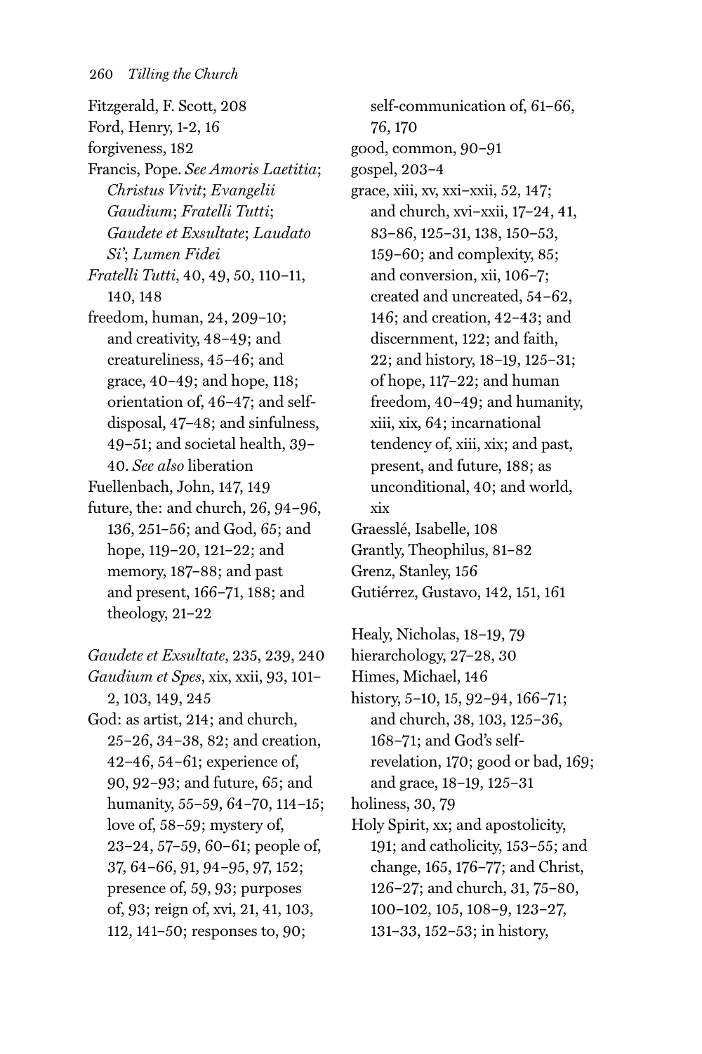Fitzgerald, F. Scott, 208
Ford, Henry, 1-2, 16
forgiveness, 182
Francis, Pope. *See Amoris Laetitia*; *Christus Vivit*; *Evangelii Gaudium*; *Fratelli Tutti*; *Gaudete et Exsultate*; *Laudato Si'*; *Lumen Fidei*
*Fratelli Tutti*, 40, 49, 50, 110–11, 140, 148
freedom, human, 24, 209–10; and creativity, 48–49; and creatureliness, 45–46; and grace, 40–49; and hope, 118; orientation of, 46–47; and self-disposal, 47–48; and sinfulness, 49–51; and societal health, 39–40. *See also* liberation
Fuellenbach, John, 147, 149
future, the: and church, 26, 94–96, 136, 251–56; and God, 65; and hope, 119–20, 121–22; and memory, 187–88; and past and present, 166–71, 188; and theology, 21–22

*Gaudete et Exsultate*, 235, 239, 240
*Gaudium et Spes*, xix, xxii, 93, 101–2, 103, 149, 245
God: as artist, 214; and church, 25–26, 34–38, 82; and creation, 42–46, 54–61; experience of, 90, 92–93; and future, 65; and humanity, 55–59, 64–70, 114–15; love of, 58–59; mystery of, 23–24, 57–59, 60–61; people of, 37, 64–66, 91, 94–95, 97, 152; presence of, 59, 93; purposes of, 93; reign of, xvi, 21, 41, 103, 112, 141–50; responses to, 90; self-communication of, 61–66, 76, 170
good, common, 90–91
gospel, 203–4
grace, xiii, xv, xxi–xxii, 52, 147; and church, xvi–xxii, 17–24, 41, 83–86, 125–31, 138, 150–53, 159–60; and complexity, 85; and conversion, xii, 106–7; created and uncreated, 54–62, 146; and creation, 42–43; and discernment, 122; and faith, 22; and history, 18–19, 125–31; of hope, 117–22; and human freedom, 40–49; and humanity, xiii, xix, 64; incarnational tendency of, xiii, xix; and past, present, and future, 188; as unconditional, 40; and world, xix
Graesslé, Isabelle, 108
Grantly, Theophilus, 81–82
Grenz, Stanley, 156
Gutiérrez, Gustavo, 142, 151, 161

Healy, Nicholas, 18–19, 79
hierarchology, 27–28, 30
Himes, Michael, 146
history, 5–10, 15, 92–94, 166–71; and church, 38, 103, 125–36, 168–71; and God's self-revelation, 170; good or bad, 169; and grace, 18–19, 125–31
holiness, 30, 79
Holy Spirit, xx; and apostolicity, 191; and catholicity, 153–55; and change, 165, 176–77; and Christ, 126–27; and church, 31, 75–80, 100–102, 105, 108–9, 123–27, 131–33, 152–53; in history,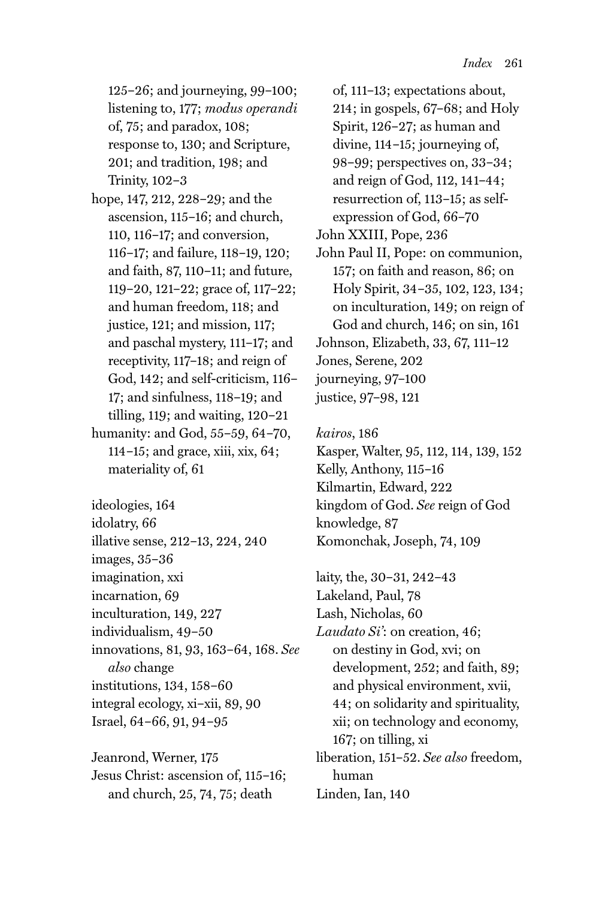125–26; and journeying, 99–100; listening to, 177; *modus operandi* of, 75; and paradox, 108; response to, 130; and Scripture, 201; and tradition, 198; and Trinity, 102–3

hope, 147, 212, 228–29; and the ascension, 115–16; and church, 110, 116–17; and conversion, 116–17; and failure, 118–19, 120; and faith, 87, 110–11; and future, 119–20, 121–22; grace of, 117–22; and human freedom, 118; and justice, 121; and mission, 117; and paschal mystery, 111–17; and receptivity, 117–18; and reign of God, 142; and self-criticism, 116–17; and sinfulness, 118–19; and tilling, 119; and waiting, 120–21

humanity: and God, 55–59, 64–70, 114–15; and grace, xiii, xix, 64; materiality of, 61

ideologies, 164

idolatry, 66

illative sense, 212–13, 224, 240

images, 35–36

imagination, xxi

incarnation, 69

inculturation, 149, 227

individualism, 49–50

innovations, 81, 93, 163–64, 168. *See also* change

institutions, 134, 158–60

integral ecology, xi–xii, 89, 90

Israel, 64–66, 91, 94–95

Jeanrond, Werner, 175

Jesus Christ: ascension of, 115–16; and church, 25, 74, 75; death of, 111–13; expectations about, 214; in gospels, 67–68; and Holy Spirit, 126–27; as human and divine, 114–15; journeying of, 98–99; perspectives on, 33–34; and reign of God, 112, 141–44; resurrection of, 113–15; as self-expression of God, 66–70

John XXIII, Pope, 236

John Paul II, Pope: on communion, 157; on faith and reason, 86; on Holy Spirit, 34–35, 102, 123, 134; on inculturation, 149; on reign of God and church, 146; on sin, 161

Johnson, Elizabeth, 33, 67, 111–12

Jones, Serene, 202

journeying, 97–100

justice, 97–98, 121

*kairos*, 186

Kasper, Walter, 95, 112, 114, 139, 152

Kelly, Anthony, 115–16

Kilmartin, Edward, 222

kingdom of God. *See* reign of God

knowledge, 87

Komonchak, Joseph, 74, 109

laity, the, 30–31, 242–43

Lakeland, Paul, 78

Lash, Nicholas, 60

*Laudato Si'*: on creation, 46; on destiny in God, xvi; on development, 252; and faith, 89; and physical environment, xvii, 44; on solidarity and spirituality, xii; on technology and economy, 167; on tilling, xi

liberation, 151–52. *See also* freedom, human

Linden, Ian, 140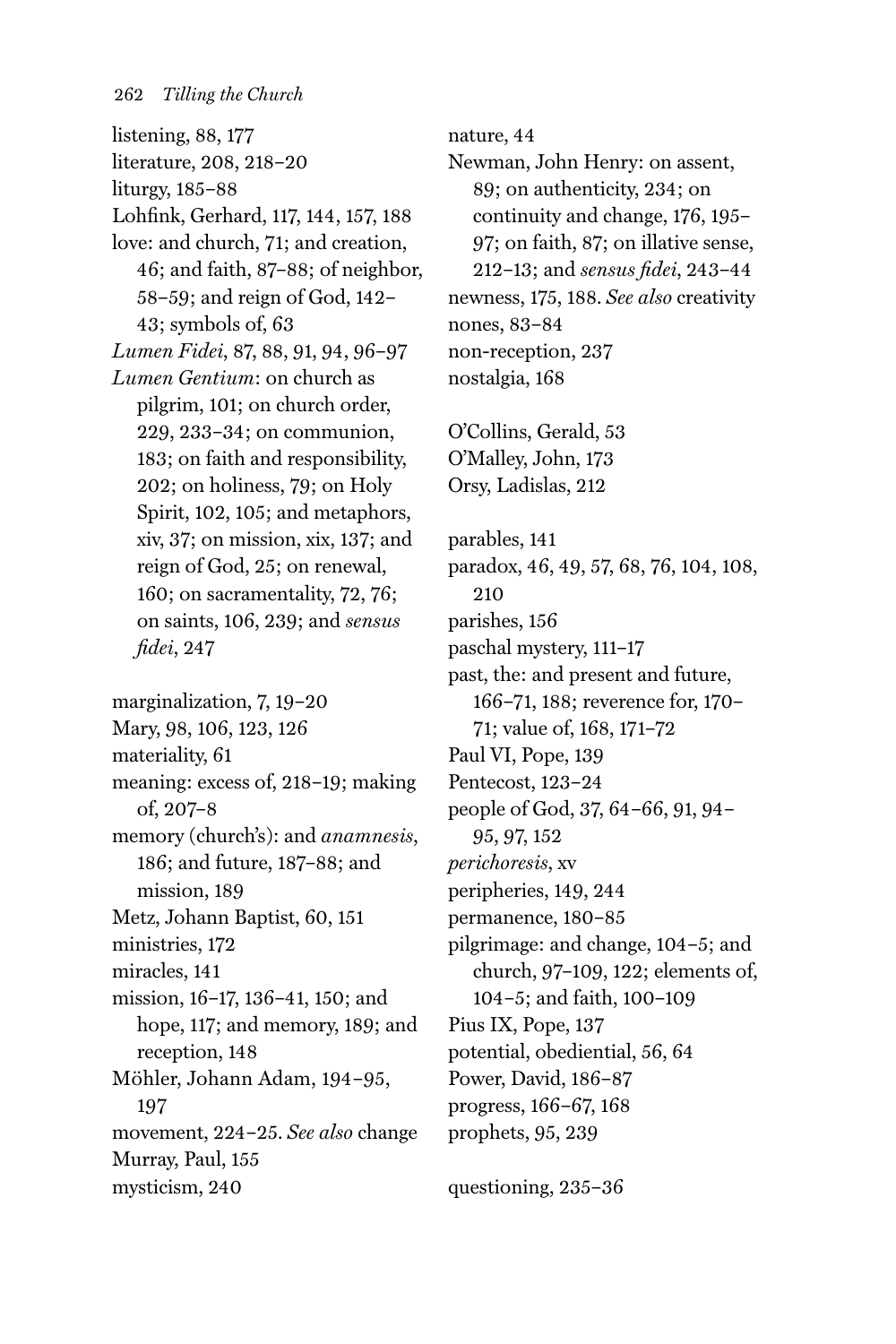listening, 88, 177
literature, 208, 218–20
liturgy, 185–88
Lohfink, Gerhard, 117, 144, 157, 188
love: and church, 71; and creation, 46; and faith, 87–88; of neighbor, 58–59; and reign of God, 142–43; symbols of, 63
*Lumen Fidei*, 87, 88, 91, 94, 96–97
*Lumen Gentium*: on church as pilgrim, 101; on church order, 229, 233–34; on communion, 183; on faith and responsibility, 202; on holiness, 79; on Holy Spirit, 102, 105; and metaphors, xiv, 37; on mission, xix, 137; and reign of God, 25; on renewal, 160; on sacramentality, 72, 76; on saints, 106, 239; and *sensus fidei*, 247

marginalization, 7, 19–20
Mary, 98, 106, 123, 126
materiality, 61
meaning: excess of, 218–19; making of, 207–8
memory (church's): and *anamnesis*, 186; and future, 187–88; and mission, 189
Metz, Johann Baptist, 60, 151
ministries, 172
miracles, 141
mission, 16–17, 136–41, 150; and hope, 117; and memory, 189; and reception, 148
Möhler, Johann Adam, 194–95, 197
movement, 224–25. *See also* change
Murray, Paul, 155
mysticism, 240

nature, 44
Newman, John Henry: on assent, 89; on authenticity, 234; on continuity and change, 176, 195–97; on faith, 87; on illative sense, 212–13; and *sensus fidei*, 243–44
newness, 175, 188. *See also* creativity
nones, 83–84
non-reception, 237
nostalgia, 168

O'Collins, Gerald, 53
O'Malley, John, 173
Orsy, Ladislas, 212

parables, 141
paradox, 46, 49, 57, 68, 76, 104, 108, 210
parishes, 156
paschal mystery, 111–17
past, the: and present and future, 166–71, 188; reverence for, 170–71; value of, 168, 171–72
Paul VI, Pope, 139
Pentecost, 123–24
people of God, 37, 64–66, 91, 94–95, 97, 152
*perichoresis*, xv
peripheries, 149, 244
permanence, 180–85
pilgrimage: and change, 104–5; and church, 97–109, 122; elements of, 104–5; and faith, 100–109
Pius IX, Pope, 137
potential, obediential, 56, 64
Power, David, 186–87
progress, 166–67, 168
prophets, 95, 239

questioning, 235–36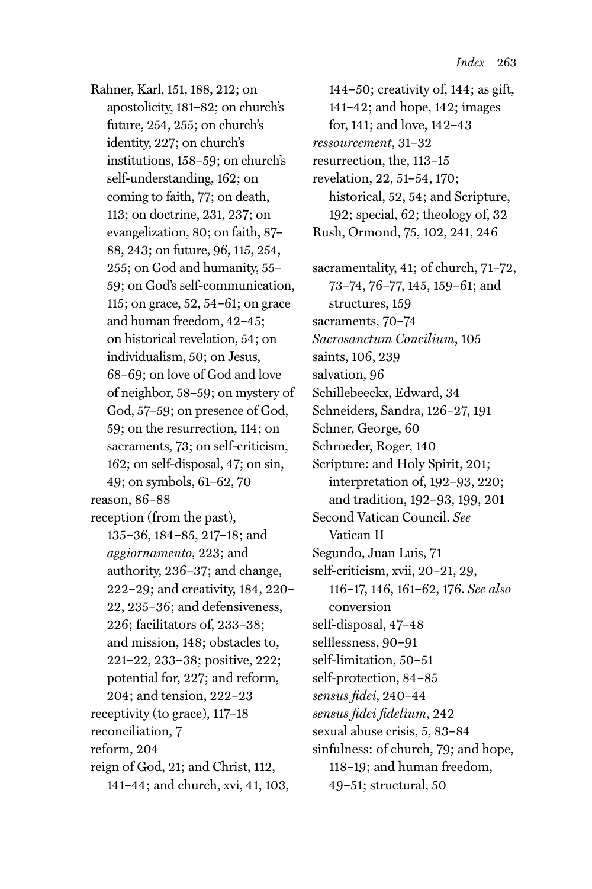Rahner, Karl, 151, 188, 212; on apostolicity, 181–82; on church's future, 254, 255; on church's identity, 227; on church's institutions, 158–59; on church's self-understanding, 162; on coming to faith, 77; on death, 113; on doctrine, 231, 237; on evangelization, 80; on faith, 87–88, 243; on future, 96, 115, 254, 255; on God and humanity, 55–59; on God's self-communication, 115; on grace, 52, 54–61; on grace and human freedom, 42–45; on historical revelation, 54; on individualism, 50; on Jesus, 68–69; on love of God and love of neighbor, 58–59; on mystery of God, 57–59; on presence of God, 59; on the resurrection, 114; on sacraments, 73; on self-criticism, 162; on self-disposal, 47; on sin, 49; on symbols, 61–62, 70

reason, 86–88

reception (from the past), 135–36, 184–85, 217–18; and *aggiornamento*, 223; and authority, 236–37; and change, 222–29; and creativity, 184, 220–22, 235–36; and defensiveness, 226; facilitators of, 233–38; and mission, 148; obstacles to, 221–22, 233–38; positive, 222; potential for, 227; and reform, 204; and tension, 222–23

receptivity (to grace), 117–18

reconciliation, 7

reform, 204

reign of God, 21; and Christ, 112, 141–44; and church, xvi, 41, 103, 144–50; creativity of, 144; as gift, 141–42; and hope, 142; images for, 141; and love, 142–43

*ressourcement*, 31–32

resurrection, the, 113–15

revelation, 22, 51–54, 170; historical, 52, 54; and Scripture, 192; special, 62; theology of, 32

Rush, Ormond, 75, 102, 241, 246

sacramentality, 41; of church, 71–72, 73–74, 76–77, 145, 159–61; and structures, 159

sacraments, 70–74

*Sacrosanctum Concilium*, 105

saints, 106, 239

salvation, 96

Schillebeeckx, Edward, 34

Schneiders, Sandra, 126–27, 191

Schner, George, 60

Schroeder, Roger, 140

Scripture: and Holy Spirit, 201; interpretation of, 192–93, 220; and tradition, 192–93, 199, 201

Second Vatican Council. *See* Vatican II

Segundo, Juan Luis, 71

self-criticism, xvii, 20–21, 29, 116–17, 146, 161–62, 176. *See also* conversion

self-disposal, 47–48

selflessness, 90–91

self-limitation, 50–51

self-protection, 84–85

*sensus fidei*, 240–44

*sensus fidei fidelium*, 242

sexual abuse crisis, 5, 83–84

sinfulness: of church, 79; and hope, 118–19; and human freedom, 49–51; structural, 50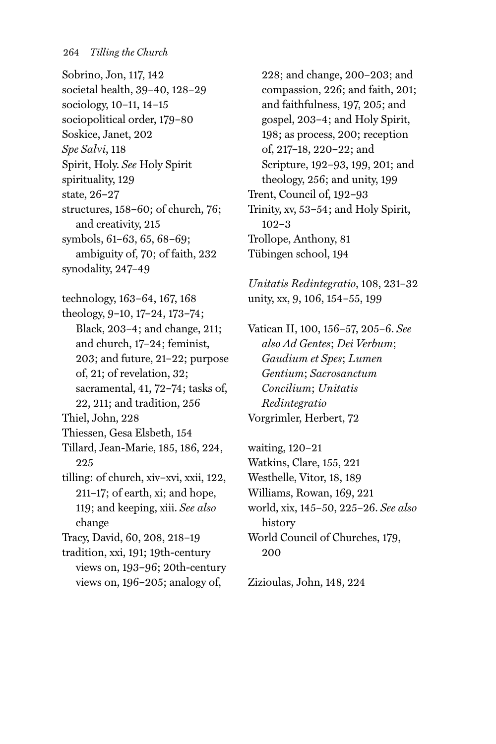Sobrino, Jon, 117, 142
societal health, 39–40, 128–29
sociology, 10–11, 14–15
sociopolitical order, 179–80
Soskice, Janet, 202
*Spe Salvi*, 118
Spirit, Holy. *See* Holy Spirit
spirituality, 129
state, 26–27
structures, 158–60; of church, 76; and creativity, 215
symbols, 61–63, 65, 68–69; ambiguity of, 70; of faith, 232
synodality, 247–49

technology, 163–64, 167, 168
theology, 9–10, 17–24, 173–74; Black, 203–4; and change, 211; and church, 17–24; feminist, 203; and future, 21–22; purpose of, 21; of revelation, 32; sacramental, 41, 72–74; tasks of, 22, 211; and tradition, 256
Thiel, John, 228
Thiessen, Gesa Elsbeth, 154
Tillard, Jean-Marie, 185, 186, 224, 225
tilling: of church, xiv–xvi, xxii, 122, 211–17; of earth, xi; and hope, 119; and keeping, xiii. *See also* change
Tracy, David, 60, 208, 218–19
tradition, xxi, 191; 19th-century views on, 193–96; 20th-century views on, 196–205; analogy of, 228; and change, 200–203; and compassion, 226; and faith, 201; and faithfulness, 197, 205; and gospel, 203–4; and Holy Spirit, 198; as process, 200; reception of, 217–18, 220–22; and Scripture, 192–93, 199, 201; and theology, 256; and unity, 199
Trent, Council of, 192–93
Trinity, xv, 53–54; and Holy Spirit, 102–3
Trollope, Anthony, 81
Tübingen school, 194

*Unitatis Redintegratio*, 108, 231–32
unity, xx, 9, 106, 154–55, 199

Vatican II, 100, 156–57, 205–6. *See also Ad Gentes*; *Dei Verbum*; *Gaudium et Spes*; *Lumen Gentium*; *Sacrosanctum Concilium*; *Unitatis Redintegratio*
Vorgrimler, Herbert, 72

waiting, 120–21
Watkins, Clare, 155, 221
Westhelle, Vitor, 18, 189
Williams, Rowan, 169, 221
world, xix, 145–50, 225–26. *See also* history
World Council of Churches, 179, 200

Zizioulas, John, 148, 224